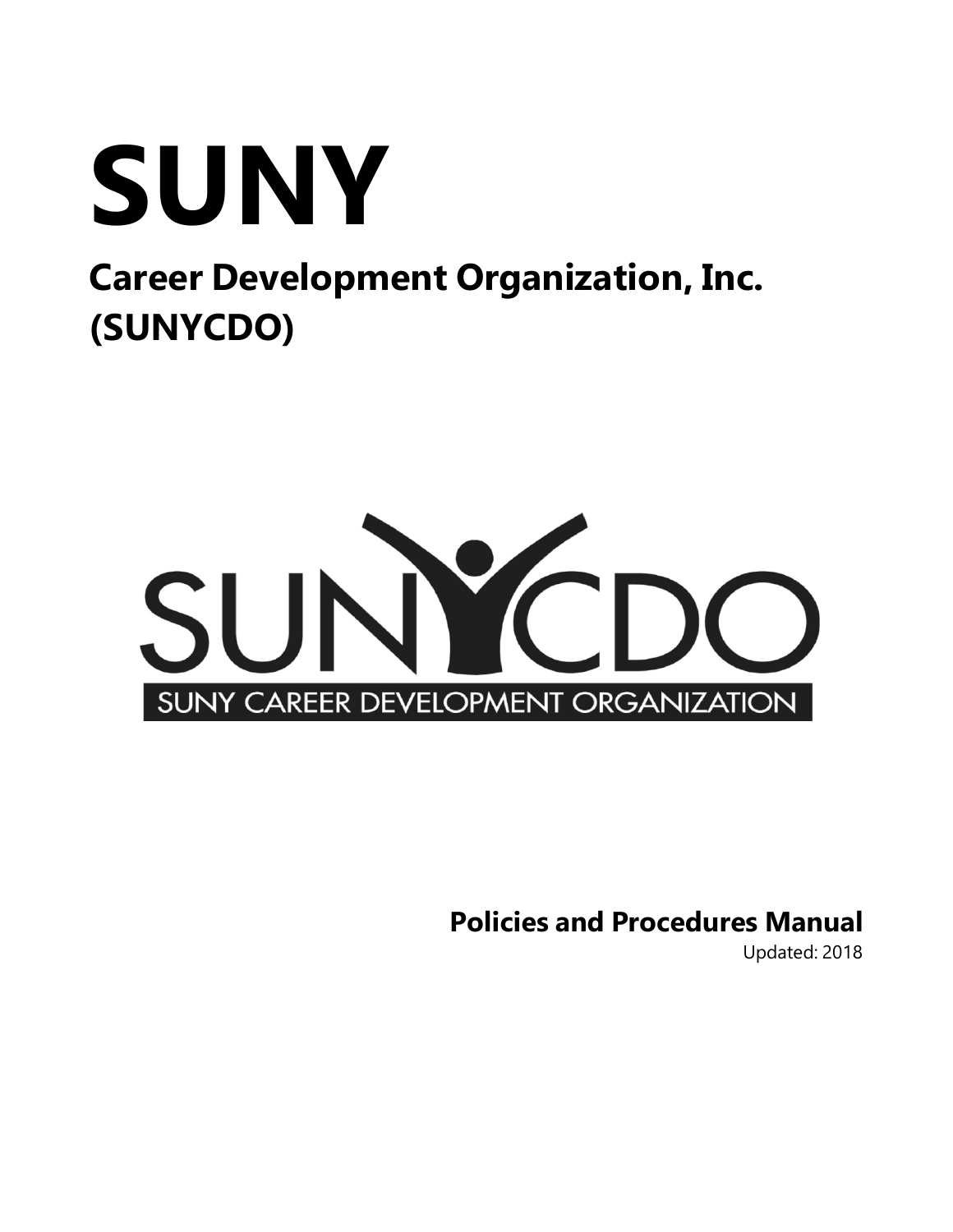# SUNY

## Career Development Organization, Inc. (SUNYCDO)

SUNYCDO

SUNY CAREER DEVELOPMENT ORGANIZATION

**Policies and Procedures Manual**

Updated: 2018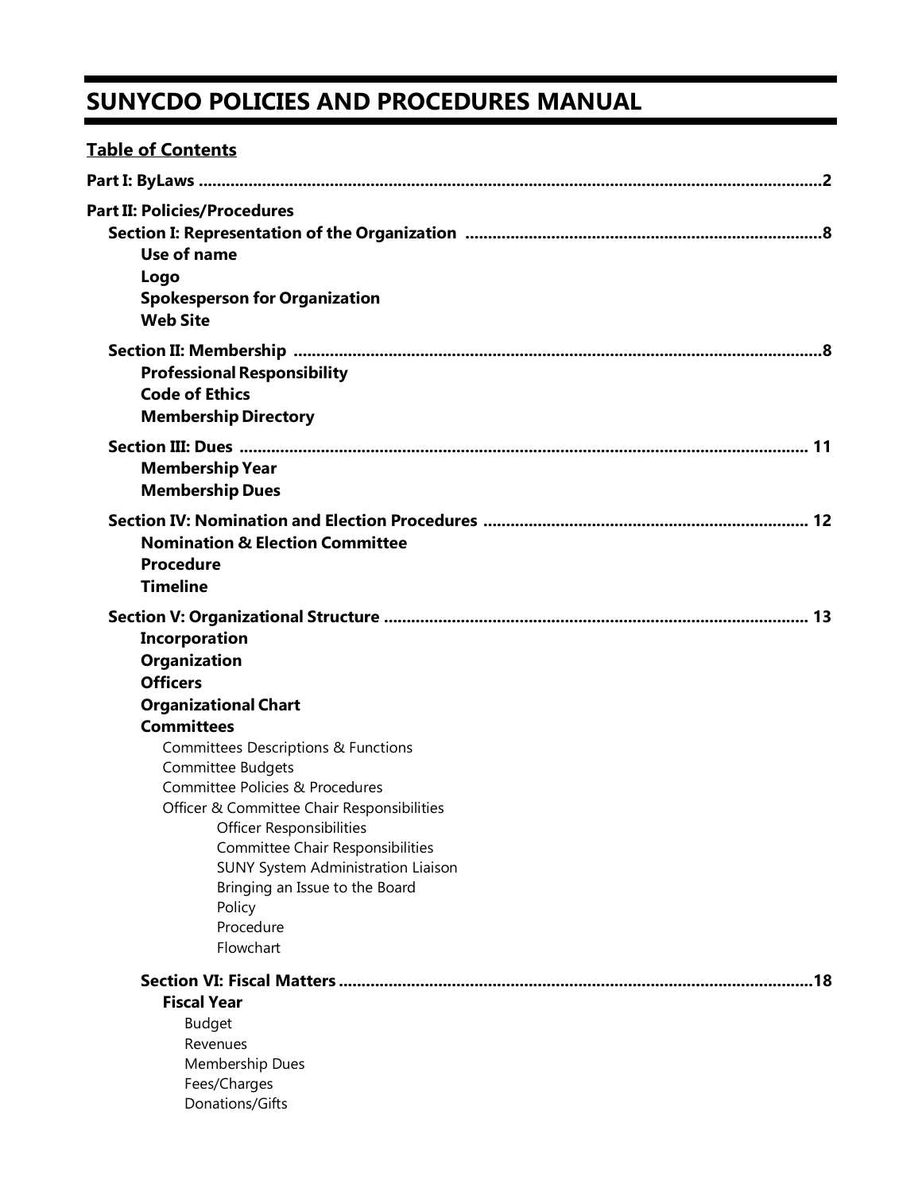# SUNYCDO POLICIES AND PROCEDURES MANUAL

## Table of Contents

**Part I: ByLaws ........................................................................................................................................2**

**Part II: Policies/Procedures**

- **Section I: Representation of the Organization ..............................................................................8**
  - **Use of name**
  - **Logo**
  - **Spokesperson for Organization**
  - **Web Site**
- **Section II: Membership .....................................................................................................................8**
  - **Professional Responsibility**
  - **Code of Ethics**
  - **Membership Directory**
- **Section III: Dues ............................................................................................................................ 11**
  - **Membership Year**
  - **Membership Dues**
- **Section IV: Nomination and Election Procedures ....................................................................... 12**
  - **Nomination & Election Committee**
  - **Procedure**
  - **Timeline**
- **Section V: Organizational Structure ............................................................................................. 13**
  - **Incorporation**
  - **Organization**
  - **Officers**
  - **Organizational Chart**
  - **Committees**
    - Committees Descriptions & Functions
    - Committee Budgets
    - Committee Policies & Procedures
    - Officer & Committee Chair Responsibilities
      - Officer Responsibilities
      - Committee Chair Responsibilities
      - SUNY System Administration Liaison
      - Bringing an Issue to the Board
      - Policy
      - Procedure
      - Flowchart
  - **Section VI: Fiscal Matters .........................................................................................................18**
    - **Fiscal Year**
      - Budget
      - Revenues
      - Membership Dues
      - Fees/Charges
      - Donations/Gifts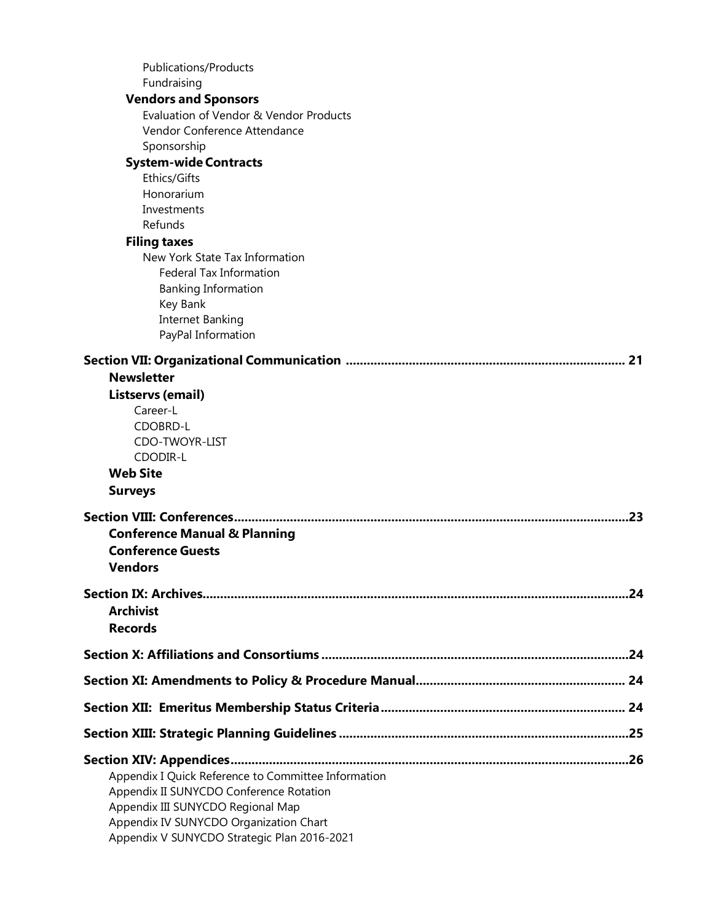Publications/Products
Fundraising

**Vendors and Sponsors**

Evaluation of Vendor & Vendor Products
Vendor Conference Attendance
Sponsorship

**System-wide Contracts**

Ethics/Gifts
Honorarium
Investments
Refunds

**Filing taxes**

New York State Tax Information
Federal Tax Information
Banking Information
Key Bank
Internet Banking
PayPal Information

**Section VII: Organizational Communication ............................................................................ 21**

**Newsletter**

**Listservs (email)**

Career-L
CDOBRD-L
CDO-TWOYR-LIST
CDODIR-L

**Web Site**

**Surveys**

**Section VIII: Conferences...........................................................................................................23**

**Conference Manual & Planning**

**Conference Guests**

**Vendors**

**Section IX: Archives....................................................................................................................24**

**Archivist**

**Records**

**Section X: Affiliations and Consortiums ....................................................................................24**

**Section XI: Amendments to Policy & Procedure Manual........................................................ 24**

**Section XII: Emeritus Membership Status Criteria .................................................................. 24**

**Section XIII: Strategic Planning Guidelines ...............................................................................25**

**Section XIV: Appendices.............................................................................................................26**

Appendix I Quick Reference to Committee Information
Appendix II SUNYCDO Conference Rotation
Appendix III SUNYCDO Regional Map
Appendix IV SUNYCDO Organization Chart
Appendix V SUNYCDO Strategic Plan 2016-2021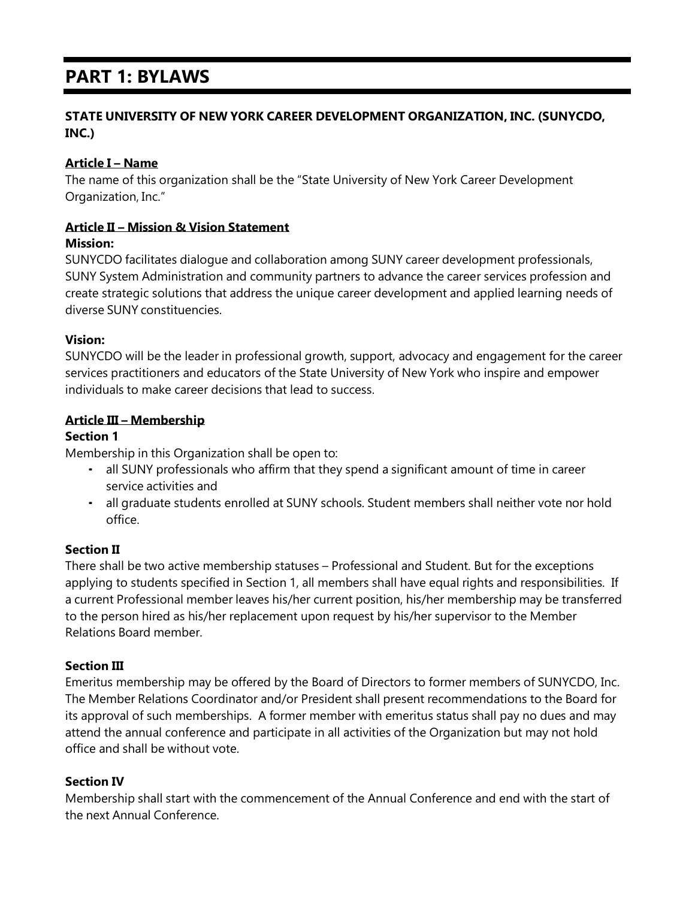# PART 1: BYLAWS

**STATE UNIVERSITY OF NEW YORK CAREER DEVELOPMENT ORGANIZATION, INC. (SUNYCDO, INC.)**

**Article I – Name**

The name of this organization shall be the "State University of New York Career Development Organization, Inc."

**Article II – Mission & Vision Statement**

**Mission:**

SUNYCDO facilitates dialogue and collaboration among SUNY career development professionals, SUNY System Administration and community partners to advance the career services profession and create strategic solutions that address the unique career development and applied learning needs of diverse SUNY constituencies.

**Vision:**

SUNYCDO will be the leader in professional growth, support, advocacy and engagement for the career services practitioners and educators of the State University of New York who inspire and empower individuals to make career decisions that lead to success.

**Article III – Membership**

**Section 1**

Membership in this Organization shall be open to:

- all SUNY professionals who affirm that they spend a significant amount of time in career service activities and
- all graduate students enrolled at SUNY schools. Student members shall neither vote nor hold office.

**Section II**

There shall be two active membership statuses – Professional and Student. But for the exceptions applying to students specified in Section 1, all members shall have equal rights and responsibilities. If a current Professional member leaves his/her current position, his/her membership may be transferred to the person hired as his/her replacement upon request by his/her supervisor to the Member Relations Board member.

**Section III**

Emeritus membership may be offered by the Board of Directors to former members of SUNYCDO, Inc. The Member Relations Coordinator and/or President shall present recommendations to the Board for its approval of such memberships. A former member with emeritus status shall pay no dues and may attend the annual conference and participate in all activities of the Organization but may not hold office and shall be without vote.

**Section IV**

Membership shall start with the commencement of the Annual Conference and end with the start of the next Annual Conference.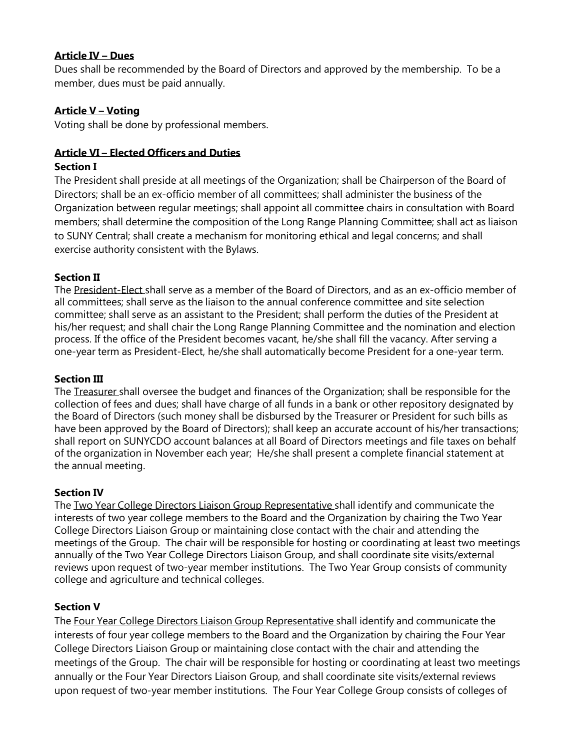**Article IV – Dues**

Dues shall be recommended by the Board of Directors and approved by the membership. To be a member, dues must be paid annually.

**Article V – Voting**

Voting shall be done by professional members.

**Article VI – Elected Officers and Duties**

**Section I**

The President shall preside at all meetings of the Organization; shall be Chairperson of the Board of Directors; shall be an ex-officio member of all committees; shall administer the business of the Organization between regular meetings; shall appoint all committee chairs in consultation with Board members; shall determine the composition of the Long Range Planning Committee; shall act as liaison to SUNY Central; shall create a mechanism for monitoring ethical and legal concerns; and shall exercise authority consistent with the Bylaws.

**Section II**

The President-Elect shall serve as a member of the Board of Directors, and as an ex-officio member of all committees; shall serve as the liaison to the annual conference committee and site selection committee; shall serve as an assistant to the President; shall perform the duties of the President at his/her request; and shall chair the Long Range Planning Committee and the nomination and election process. If the office of the President becomes vacant, he/she shall fill the vacancy. After serving a one-year term as President-Elect, he/she shall automatically become President for a one-year term.

**Section III**

The Treasurer shall oversee the budget and finances of the Organization; shall be responsible for the collection of fees and dues; shall have charge of all funds in a bank or other repository designated by the Board of Directors (such money shall be disbursed by the Treasurer or President for such bills as have been approved by the Board of Directors); shall keep an accurate account of his/her transactions; shall report on SUNYCDO account balances at all Board of Directors meetings and file taxes on behalf of the organization in November each year; He/she shall present a complete financial statement at the annual meeting.

**Section IV**

The Two Year College Directors Liaison Group Representative shall identify and communicate the interests of two year college members to the Board and the Organization by chairing the Two Year College Directors Liaison Group or maintaining close contact with the chair and attending the meetings of the Group. The chair will be responsible for hosting or coordinating at least two meetings annually of the Two Year College Directors Liaison Group, and shall coordinate site visits/external reviews upon request of two-year member institutions. The Two Year Group consists of community college and agriculture and technical colleges.

**Section V**

The Four Year College Directors Liaison Group Representative shall identify and communicate the interests of four year college members to the Board and the Organization by chairing the Four Year College Directors Liaison Group or maintaining close contact with the chair and attending the meetings of the Group. The chair will be responsible for hosting or coordinating at least two meetings annually or the Four Year Directors Liaison Group, and shall coordinate site visits/external reviews upon request of two-year member institutions. The Four Year College Group consists of colleges of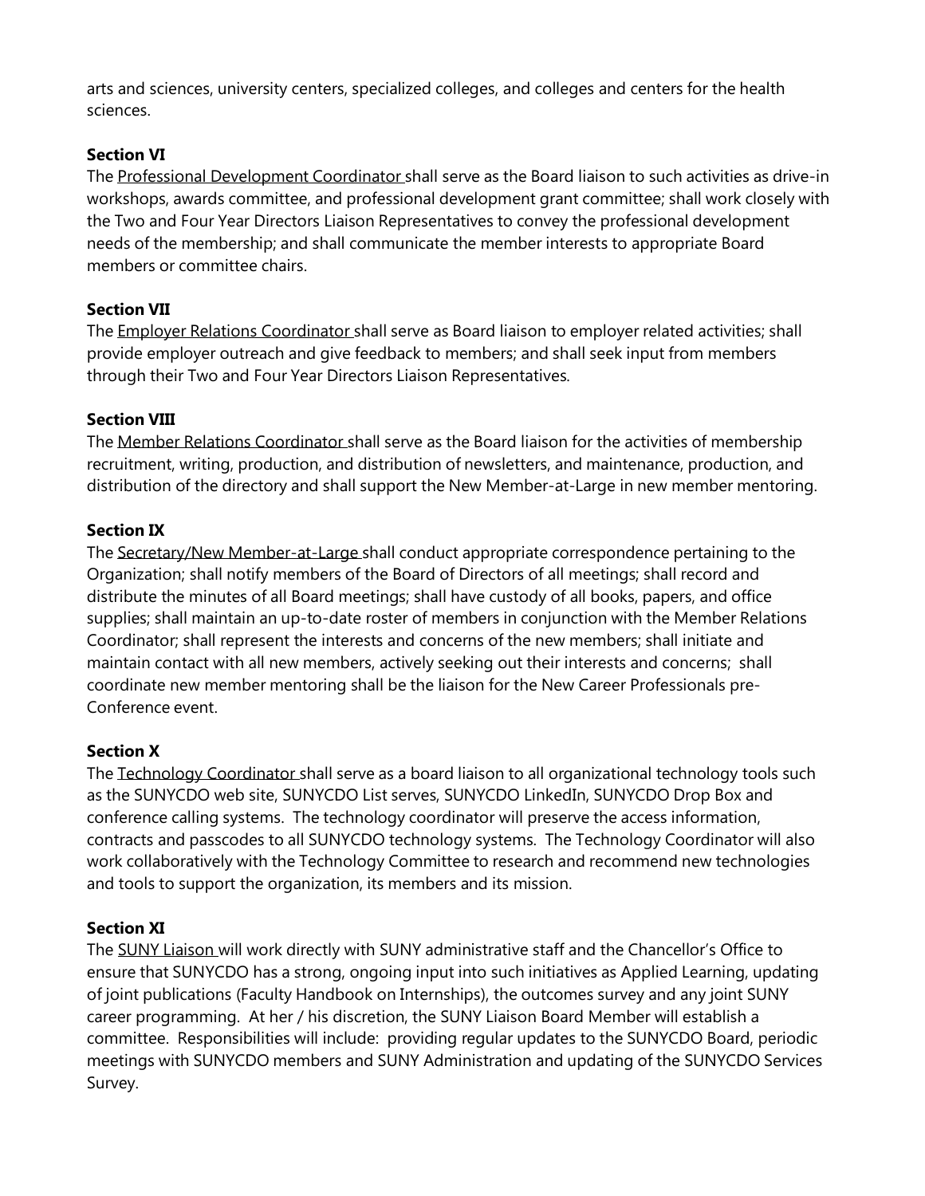arts and sciences, university centers, specialized colleges, and colleges and centers for the health sciences.

**Section VI**
The <u>Professional Development Coordinator</u> shall serve as the Board liaison to such activities as drive-in workshops, awards committee, and professional development grant committee; shall work closely with the Two and Four Year Directors Liaison Representatives to convey the professional development needs of the membership; and shall communicate the member interests to appropriate Board members or committee chairs.

**Section VII**
The <u>Employer Relations Coordinator</u> shall serve as Board liaison to employer related activities; shall provide employer outreach and give feedback to members; and shall seek input from members through their Two and Four Year Directors Liaison Representatives.

**Section VIII**
The <u>Member Relations Coordinator</u> shall serve as the Board liaison for the activities of membership recruitment, writing, production, and distribution of newsletters, and maintenance, production, and distribution of the directory and shall support the New Member-at-Large in new member mentoring.

**Section IX**
The <u>Secretary/New Member-at-Large</u> shall conduct appropriate correspondence pertaining to the Organization; shall notify members of the Board of Directors of all meetings; shall record and distribute the minutes of all Board meetings; shall have custody of all books, papers, and office supplies; shall maintain an up-to-date roster of members in conjunction with the Member Relations Coordinator; shall represent the interests and concerns of the new members; shall initiate and maintain contact with all new members, actively seeking out their interests and concerns; shall coordinate new member mentoring shall be the liaison for the New Career Professionals pre-Conference event.

**Section X**
The <u>Technology Coordinator</u> shall serve as a board liaison to all organizational technology tools such as the SUNYCDO web site, SUNYCDO List serves, SUNYCDO LinkedIn, SUNYCDO Drop Box and conference calling systems. The technology coordinator will preserve the access information, contracts and passcodes to all SUNYCDO technology systems. The Technology Coordinator will also work collaboratively with the Technology Committee to research and recommend new technologies and tools to support the organization, its members and its mission.

**Section XI**
The <u>SUNY Liaison</u> will work directly with SUNY administrative staff and the Chancellor's Office to ensure that SUNYCDO has a strong, ongoing input into such initiatives as Applied Learning, updating of joint publications (Faculty Handbook on Internships), the outcomes survey and any joint SUNY career programming. At her / his discretion, the SUNY Liaison Board Member will establish a committee. Responsibilities will include: providing regular updates to the SUNYCDO Board, periodic meetings with SUNYCDO members and SUNY Administration and updating of the SUNYCDO Services Survey.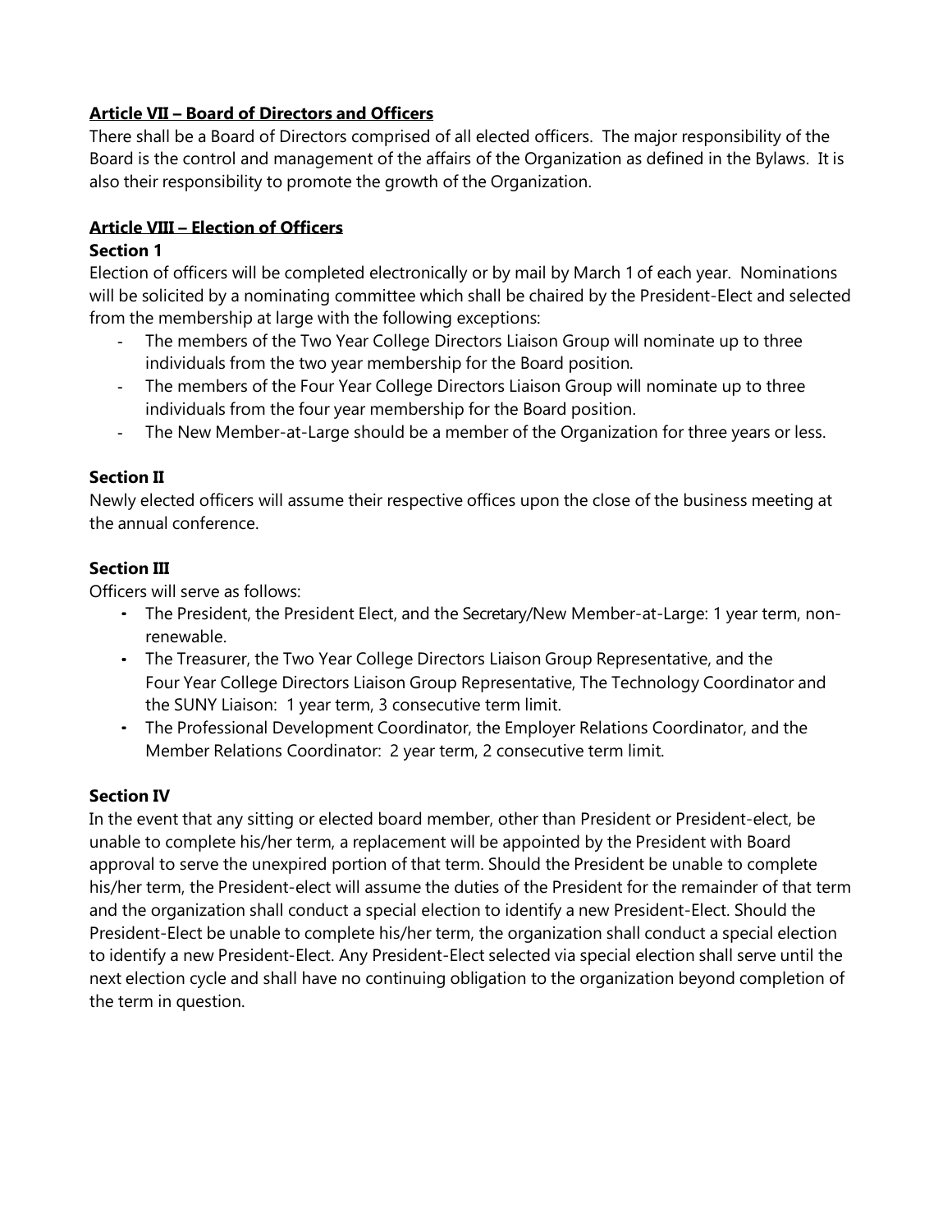## Article VII – Board of Directors and Officers

There shall be a Board of Directors comprised of all elected officers. The major responsibility of the Board is the control and management of the affairs of the Organization as defined in the Bylaws. It is also their responsibility to promote the growth of the Organization.

## Article VIII – Election of Officers

### Section 1

Election of officers will be completed electronically or by mail by March 1 of each year. Nominations will be solicited by a nominating committee which shall be chaired by the President-Elect and selected from the membership at large with the following exceptions:

- The members of the Two Year College Directors Liaison Group will nominate up to three individuals from the two year membership for the Board position.
- The members of the Four Year College Directors Liaison Group will nominate up to three individuals from the four year membership for the Board position.
- The New Member-at-Large should be a member of the Organization for three years or less.

### Section II

Newly elected officers will assume their respective offices upon the close of the business meeting at the annual conference.

### Section III

Officers will serve as follows:

- The President, the President Elect, and the Secretary/New Member-at-Large: 1 year term, non-renewable.
- The Treasurer, the Two Year College Directors Liaison Group Representative, and the Four Year College Directors Liaison Group Representative, The Technology Coordinator and the SUNY Liaison: 1 year term, 3 consecutive term limit.
- The Professional Development Coordinator, the Employer Relations Coordinator, and the Member Relations Coordinator: 2 year term, 2 consecutive term limit.

### Section IV

In the event that any sitting or elected board member, other than President or President-elect, be unable to complete his/her term, a replacement will be appointed by the President with Board approval to serve the unexpired portion of that term. Should the President be unable to complete his/her term, the President-elect will assume the duties of the President for the remainder of that term and the organization shall conduct a special election to identify a new President-Elect. Should the President-Elect be unable to complete his/her term, the organization shall conduct a special election to identify a new President-Elect. Any President-Elect selected via special election shall serve until the next election cycle and shall have no continuing obligation to the organization beyond completion of the term in question.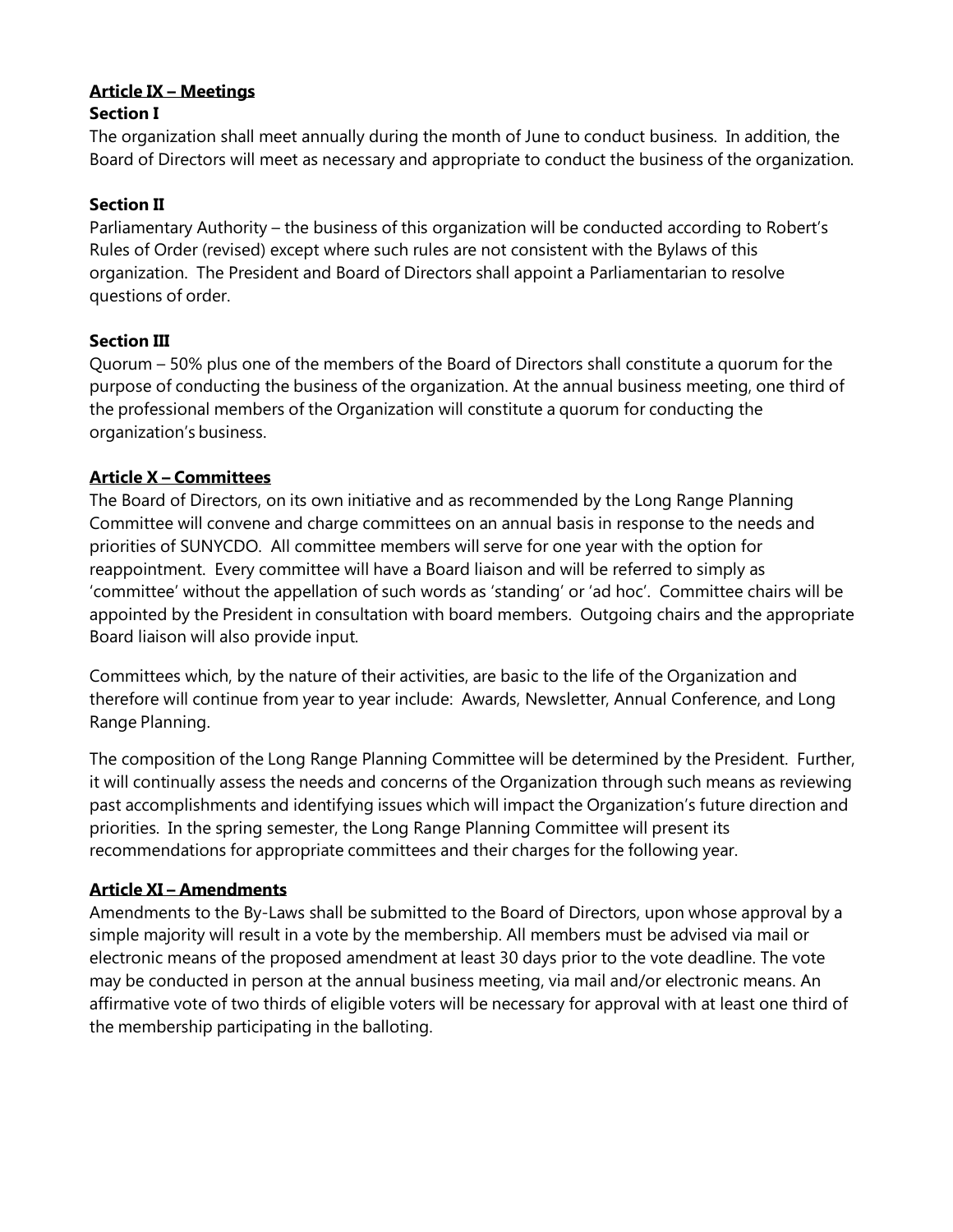## Article IX – Meetings

### Section I

The organization shall meet annually during the month of June to conduct business. In addition, the Board of Directors will meet as necessary and appropriate to conduct the business of the organization.

### Section II

Parliamentary Authority – the business of this organization will be conducted according to Robert's Rules of Order (revised) except where such rules are not consistent with the Bylaws of this organization. The President and Board of Directors shall appoint a Parliamentarian to resolve questions of order.

### Section III

Quorum – 50% plus one of the members of the Board of Directors shall constitute a quorum for the purpose of conducting the business of the organization. At the annual business meeting, one third of the professional members of the Organization will constitute a quorum for conducting the organization's business.

## Article X – Committees

The Board of Directors, on its own initiative and as recommended by the Long Range Planning Committee will convene and charge committees on an annual basis in response to the needs and priorities of SUNYCDO. All committee members will serve for one year with the option for reappointment. Every committee will have a Board liaison and will be referred to simply as 'committee' without the appellation of such words as 'standing' or 'ad hoc'. Committee chairs will be appointed by the President in consultation with board members. Outgoing chairs and the appropriate Board liaison will also provide input.

Committees which, by the nature of their activities, are basic to the life of the Organization and therefore will continue from year to year include: Awards, Newsletter, Annual Conference, and Long Range Planning.

The composition of the Long Range Planning Committee will be determined by the President. Further, it will continually assess the needs and concerns of the Organization through such means as reviewing past accomplishments and identifying issues which will impact the Organization's future direction and priorities. In the spring semester, the Long Range Planning Committee will present its recommendations for appropriate committees and their charges for the following year.

## Article XI – Amendments

Amendments to the By-Laws shall be submitted to the Board of Directors, upon whose approval by a simple majority will result in a vote by the membership. All members must be advised via mail or electronic means of the proposed amendment at least 30 days prior to the vote deadline. The vote may be conducted in person at the annual business meeting, via mail and/or electronic means. An affirmative vote of two thirds of eligible voters will be necessary for approval with at least one third of the membership participating in the balloting.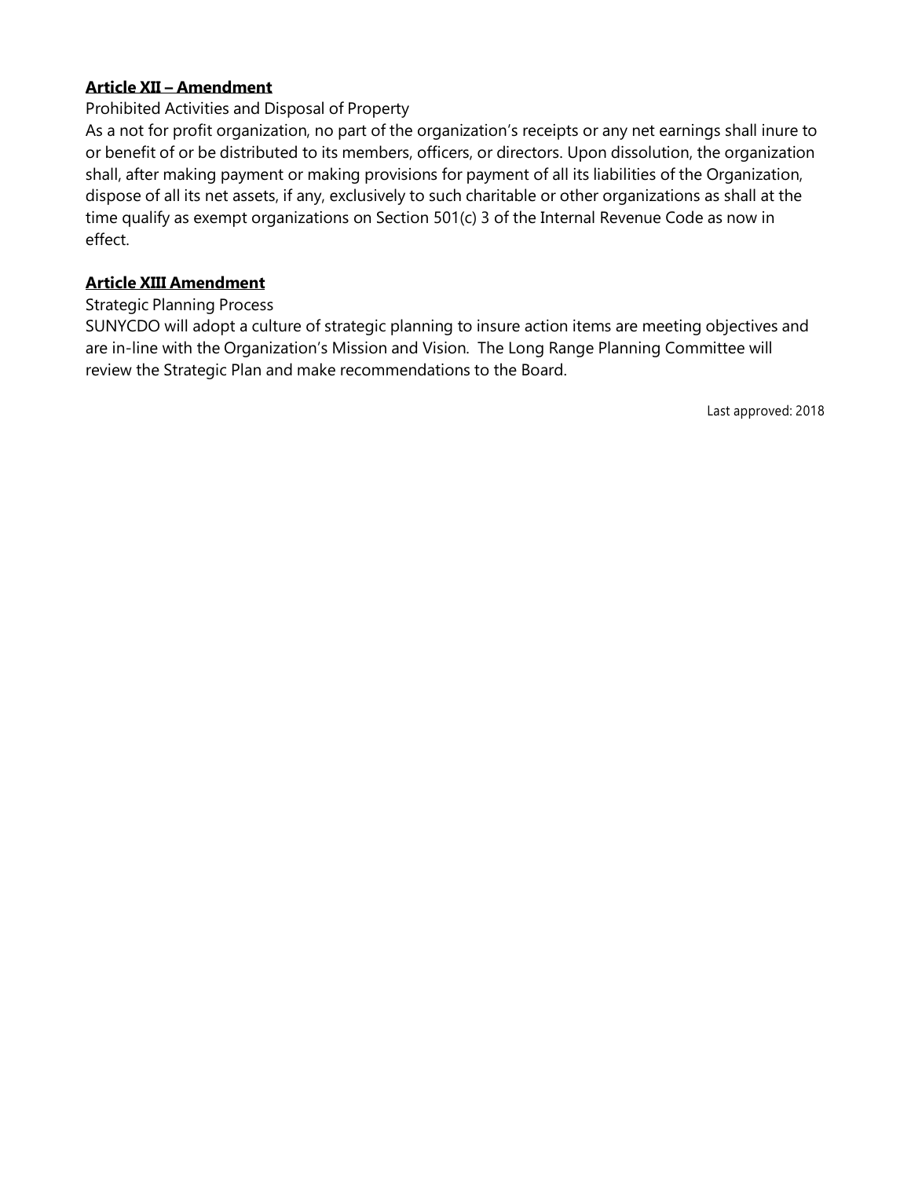**Article XII – Amendment**

Prohibited Activities and Disposal of Property

As a not for profit organization, no part of the organization's receipts or any net earnings shall inure to or benefit of or be distributed to its members, officers, or directors. Upon dissolution, the organization shall, after making payment or making provisions for payment of all its liabilities of the Organization, dispose of all its net assets, if any, exclusively to such charitable or other organizations as shall at the time qualify as exempt organizations on Section 501(c) 3 of the Internal Revenue Code as now in effect.

**Article XIII Amendment**

Strategic Planning Process

SUNYCDO will adopt a culture of strategic planning to insure action items are meeting objectives and are in-line with the Organization's Mission and Vision. The Long Range Planning Committee will review the Strategic Plan and make recommendations to the Board.

Last approved: 2018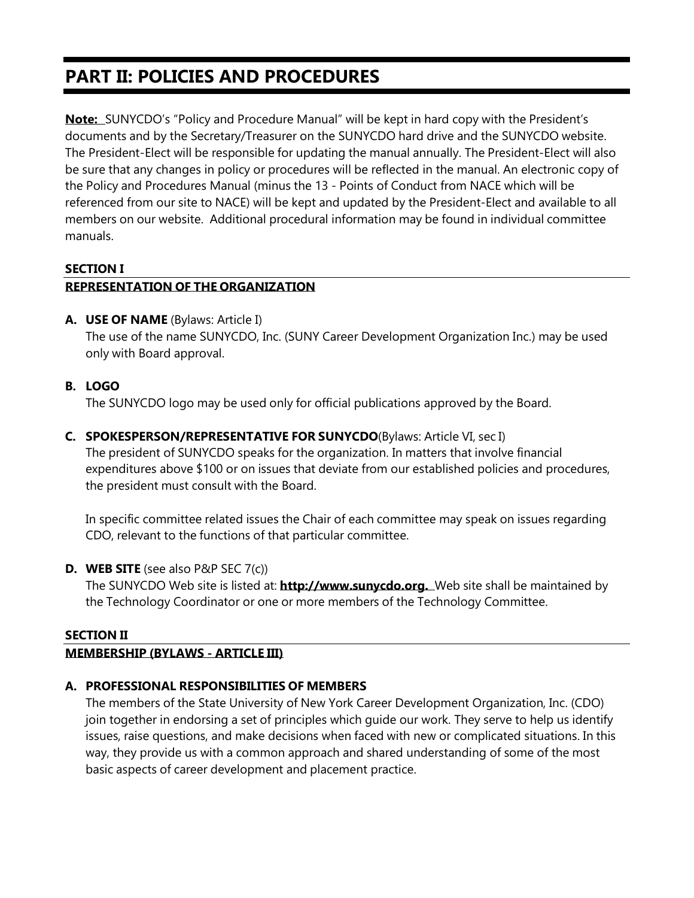# PART II: POLICIES AND PROCEDURES

**Note:** SUNYCDO's "Policy and Procedure Manual" will be kept in hard copy with the President's documents and by the Secretary/Treasurer on the SUNYCDO hard drive and the SUNYCDO website. The President-Elect will be responsible for updating the manual annually. The President-Elect will also be sure that any changes in policy or procedures will be reflected in the manual. An electronic copy of the Policy and Procedures Manual (minus the 13 - Points of Conduct from NACE which will be referenced from our site to NACE) will be kept and updated by the President-Elect and available to all members on our website. Additional procedural information may be found in individual committee manuals.

## SECTION I
## REPRESENTATION OF THE ORGANIZATION

**A. USE OF NAME** (Bylaws: Article I)

The use of the name SUNYCDO, Inc. (SUNY Career Development Organization Inc.) may be used only with Board approval.

**B. LOGO**

The SUNYCDO logo may be used only for official publications approved by the Board.

**C. SPOKESPERSON/REPRESENTATIVE FOR SUNYCDO**(Bylaws: Article VI, sec I)

The president of SUNYCDO speaks for the organization. In matters that involve financial expenditures above $100 or on issues that deviate from our established policies and procedures, the president must consult with the Board.

In specific committee related issues the Chair of each committee may speak on issues regarding CDO, relevant to the functions of that particular committee.

**D. WEB SITE** (see also P&P SEC 7(c))

The SUNYCDO Web site is listed at: **http://www.sunycdo.org.** Web site shall be maintained by the Technology Coordinator or one or more members of the Technology Committee.

## SECTION II
## MEMBERSHIP (BYLAWS - ARTICLE III)

**A. PROFESSIONAL RESPONSIBILITIES OF MEMBERS**

The members of the State University of New York Career Development Organization, Inc. (CDO) join together in endorsing a set of principles which guide our work. They serve to help us identify issues, raise questions, and make decisions when faced with new or complicated situations. In this way, they provide us with a common approach and shared understanding of some of the most basic aspects of career development and placement practice.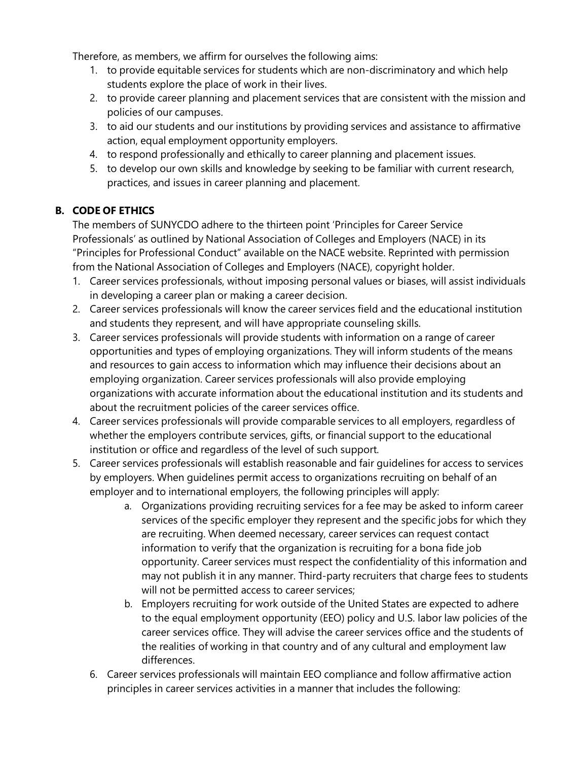Therefore, as members, we affirm for ourselves the following aims:

1. to provide equitable services for students which are non-discriminatory and which help students explore the place of work in their lives.
2. to provide career planning and placement services that are consistent with the mission and policies of our campuses.
3. to aid our students and our institutions by providing services and assistance to affirmative action, equal employment opportunity employers.
4. to respond professionally and ethically to career planning and placement issues.
5. to develop our own skills and knowledge by seeking to be familiar with current research, practices, and issues in career planning and placement.

### B. CODE OF ETHICS

The members of SUNYCDO adhere to the thirteen point 'Principles for Career Service Professionals' as outlined by National Association of Colleges and Employers (NACE) in its "Principles for Professional Conduct" available on the NACE website. Reprinted with permission from the National Association of Colleges and Employers (NACE), copyright holder.

1. Career services professionals, without imposing personal values or biases, will assist individuals in developing a career plan or making a career decision.
2. Career services professionals will know the career services field and the educational institution and students they represent, and will have appropriate counseling skills.
3. Career services professionals will provide students with information on a range of career opportunities and types of employing organizations. They will inform students of the means and resources to gain access to information which may influence their decisions about an employing organization. Career services professionals will also provide employing organizations with accurate information about the educational institution and its students and about the recruitment policies of the career services office.
4. Career services professionals will provide comparable services to all employers, regardless of whether the employers contribute services, gifts, or financial support to the educational institution or office and regardless of the level of such support.
5. Career services professionals will establish reasonable and fair guidelines for access to services by employers. When guidelines permit access to organizations recruiting on behalf of an employer and to international employers, the following principles will apply:
    a. Organizations providing recruiting services for a fee may be asked to inform career services of the specific employer they represent and the specific jobs for which they are recruiting. When deemed necessary, career services can request contact information to verify that the organization is recruiting for a bona fide job opportunity. Career services must respect the confidentiality of this information and may not publish it in any manner. Third-party recruiters that charge fees to students will not be permitted access to career services;
    b. Employers recruiting for work outside of the United States are expected to adhere to the equal employment opportunity (EEO) policy and U.S. labor law policies of the career services office. They will advise the career services office and the students of the realities of working in that country and of any cultural and employment law differences.
6. Career services professionals will maintain EEO compliance and follow affirmative action principles in career services activities in a manner that includes the following: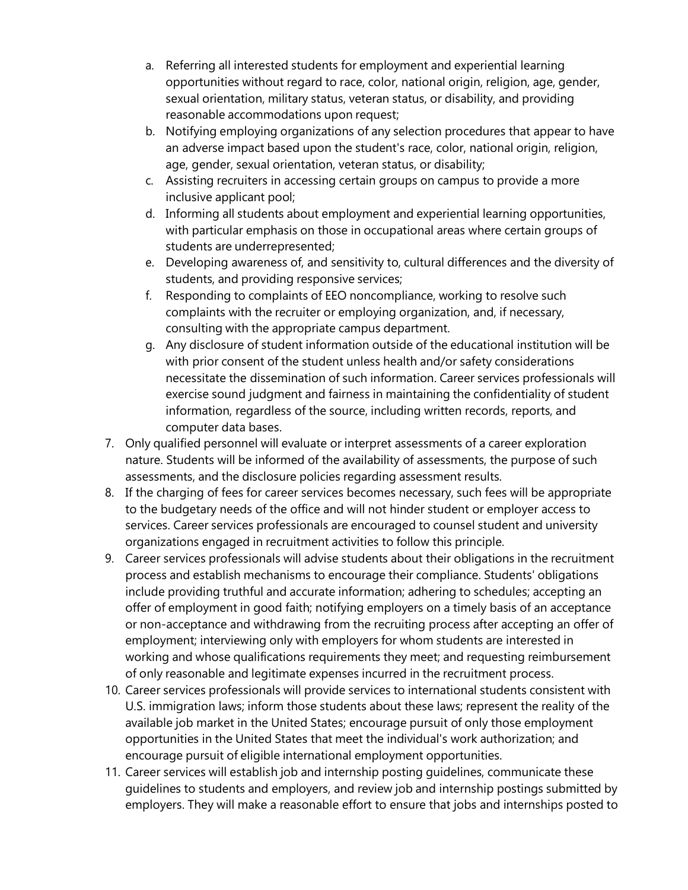a. Referring all interested students for employment and experiential learning opportunities without regard to race, color, national origin, religion, age, gender, sexual orientation, military status, veteran status, or disability, and providing reasonable accommodations upon request;
b. Notifying employing organizations of any selection procedures that appear to have an adverse impact based upon the student's race, color, national origin, religion, age, gender, sexual orientation, veteran status, or disability;
c. Assisting recruiters in accessing certain groups on campus to provide a more inclusive applicant pool;
d. Informing all students about employment and experiential learning opportunities, with particular emphasis on those in occupational areas where certain groups of students are underrepresented;
e. Developing awareness of, and sensitivity to, cultural differences and the diversity of students, and providing responsive services;
f. Responding to complaints of EEO noncompliance, working to resolve such complaints with the recruiter or employing organization, and, if necessary, consulting with the appropriate campus department.
g. Any disclosure of student information outside of the educational institution will be with prior consent of the student unless health and/or safety considerations necessitate the dissemination of such information. Career services professionals will exercise sound judgment and fairness in maintaining the confidentiality of student information, regardless of the source, including written records, reports, and computer data bases.

7. Only qualified personnel will evaluate or interpret assessments of a career exploration nature. Students will be informed of the availability of assessments, the purpose of such assessments, and the disclosure policies regarding assessment results.
8. If the charging of fees for career services becomes necessary, such fees will be appropriate to the budgetary needs of the office and will not hinder student or employer access to services. Career services professionals are encouraged to counsel student and university organizations engaged in recruitment activities to follow this principle.
9. Career services professionals will advise students about their obligations in the recruitment process and establish mechanisms to encourage their compliance. Students' obligations include providing truthful and accurate information; adhering to schedules; accepting an offer of employment in good faith; notifying employers on a timely basis of an acceptance or non-acceptance and withdrawing from the recruiting process after accepting an offer of employment; interviewing only with employers for whom students are interested in working and whose qualifications requirements they meet; and requesting reimbursement of only reasonable and legitimate expenses incurred in the recruitment process.
10. Career services professionals will provide services to international students consistent with U.S. immigration laws; inform those students about these laws; represent the reality of the available job market in the United States; encourage pursuit of only those employment opportunities in the United States that meet the individual's work authorization; and encourage pursuit of eligible international employment opportunities.
11. Career services will establish job and internship posting guidelines, communicate these guidelines to students and employers, and review job and internship postings submitted by employers. They will make a reasonable effort to ensure that jobs and internships posted to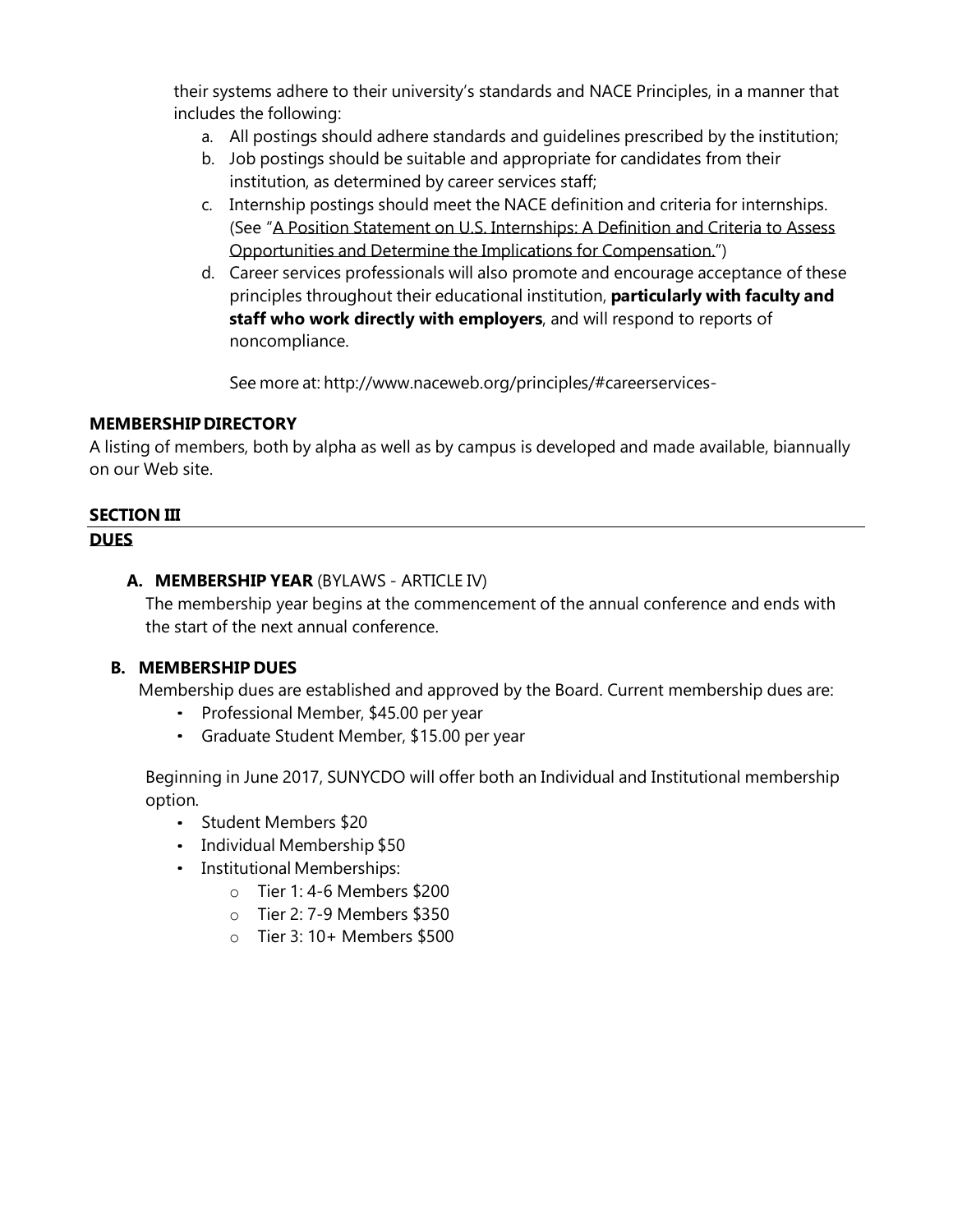their systems adhere to their university's standards and NACE Principles, in a manner that includes the following:

a. All postings should adhere standards and guidelines prescribed by the institution;
b. Job postings should be suitable and appropriate for candidates from their institution, as determined by career services staff;
c. Internship postings should meet the NACE definition and criteria for internships. (See "A Position Statement on U.S. Internships: A Definition and Criteria to Assess Opportunities and Determine the Implications for Compensation.")
d. Career services professionals will also promote and encourage acceptance of these principles throughout their educational institution, **particularly with faculty and staff who work directly with employers**, and will respond to reports of noncompliance.

   See more at: http://www.naceweb.org/principles/#careerservices-

**MEMBERSHIP DIRECTORY**

A listing of members, both by alpha as well as by campus is developed and made available, biannually on our Web site.

## SECTION III

## DUES

### A. MEMBERSHIP YEAR (BYLAWS - ARTICLE IV)

The membership year begins at the commencement of the annual conference and ends with the start of the next annual conference.

### B. MEMBERSHIP DUES

Membership dues are established and approved by the Board. Current membership dues are:

- Professional Member, $45.00 per year
- Graduate Student Member, $15.00 per year

Beginning in June 2017, SUNYCDO will offer both an Individual and Institutional membership option.

- Student Members $20
- Individual Membership $50
- Institutional Memberships:
  - Tier 1: 4-6 Members $200
  - Tier 2: 7-9 Members $350
  - Tier 3: 10+ Members $500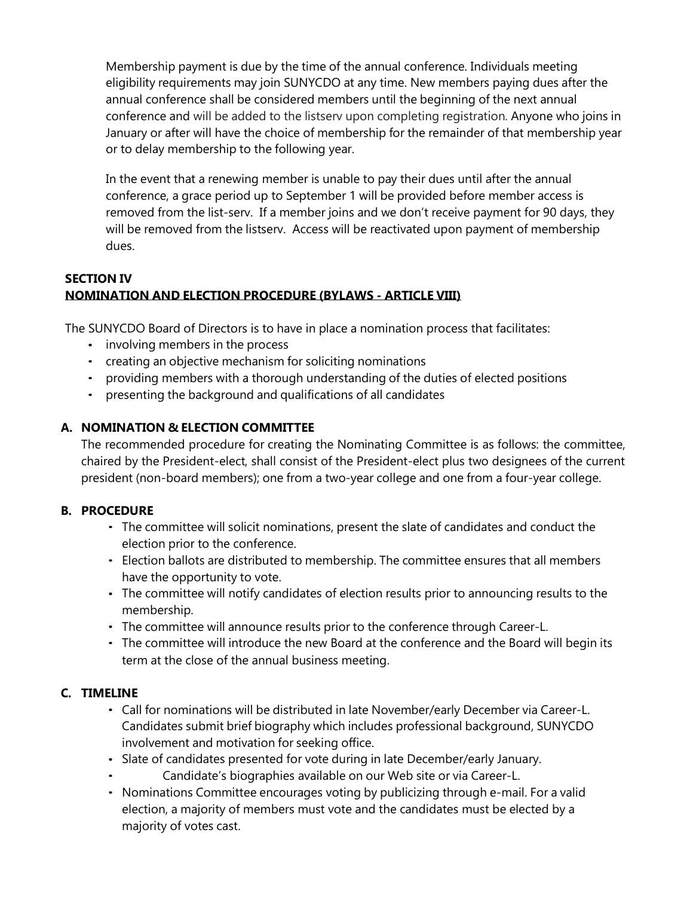Membership payment is due by the time of the annual conference. Individuals meeting eligibility requirements may join SUNYCDO at any time. New members paying dues after the annual conference shall be considered members until the beginning of the next annual conference and will be added to the listserv upon completing registration. Anyone who joins in January or after will have the choice of membership for the remainder of that membership year or to delay membership to the following year.

In the event that a renewing member is unable to pay their dues until after the annual conference, a grace period up to September 1 will be provided before member access is removed from the list-serv. If a member joins and we don't receive payment for 90 days, they will be removed from the listserv. Access will be reactivated upon payment of membership dues.

## SECTION IV
## NOMINATION AND ELECTION PROCEDURE (BYLAWS - ARTICLE VIII)

The SUNYCDO Board of Directors is to have in place a nomination process that facilitates:

- involving members in the process
- creating an objective mechanism for soliciting nominations
- providing members with a thorough understanding of the duties of elected positions
- presenting the background and qualifications of all candidates

### A. NOMINATION & ELECTION COMMITTEE

The recommended procedure for creating the Nominating Committee is as follows: the committee, chaired by the President-elect, shall consist of the President-elect plus two designees of the current president (non-board members); one from a two-year college and one from a four-year college.

### B. PROCEDURE

- The committee will solicit nominations, present the slate of candidates and conduct the election prior to the conference.
- Election ballots are distributed to membership. The committee ensures that all members have the opportunity to vote.
- The committee will notify candidates of election results prior to announcing results to the membership.
- The committee will announce results prior to the conference through Career-L.
- The committee will introduce the new Board at the conference and the Board will begin its term at the close of the annual business meeting.

### C. TIMELINE

- Call for nominations will be distributed in late November/early December via Career-L. Candidates submit brief biography which includes professional background, SUNYCDO involvement and motivation for seeking office.
- Slate of candidates presented for vote during in late December/early January.
- Candidate's biographies available on our Web site or via Career-L.
- Nominations Committee encourages voting by publicizing through e-mail. For a valid election, a majority of members must vote and the candidates must be elected by a majority of votes cast.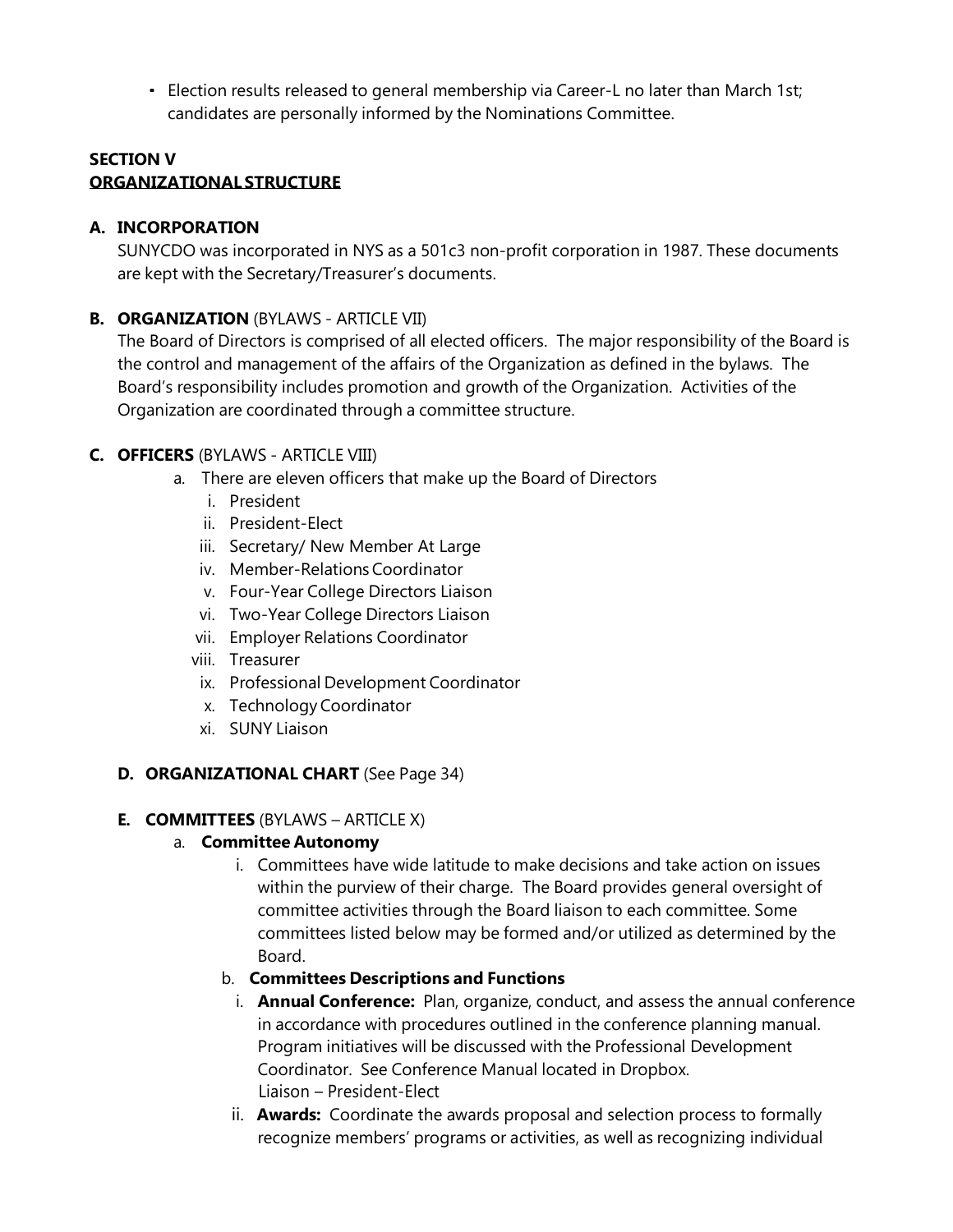- Election results released to general membership via Career-L no later than March 1st; candidates are personally informed by the Nominations Committee.

## SECTION V
## ORGANIZATIONAL STRUCTURE

### A. INCORPORATION

SUNYCDO was incorporated in NYS as a 501c3 non-profit corporation in 1987. These documents are kept with the Secretary/Treasurer's documents.

### B. ORGANIZATION (BYLAWS - ARTICLE VII)

The Board of Directors is comprised of all elected officers. The major responsibility of the Board is the control and management of the affairs of the Organization as defined in the bylaws. The Board's responsibility includes promotion and growth of the Organization. Activities of the Organization are coordinated through a committee structure.

### C. OFFICERS (BYLAWS - ARTICLE VIII)

a. There are eleven officers that make up the Board of Directors
   i. President
   ii. President-Elect
   iii. Secretary/ New Member At Large
   iv. Member-Relations Coordinator
   v. Four-Year College Directors Liaison
   vi. Two-Year College Directors Liaison
   vii. Employer Relations Coordinator
   viii. Treasurer
   ix. Professional Development Coordinator
   x. Technology Coordinator
   xi. SUNY Liaison

### D. ORGANIZATIONAL CHART (See Page 34)

### E. COMMITTEES (BYLAWS – ARTICLE X)

a. **Committee Autonomy**
   i. Committees have wide latitude to make decisions and take action on issues within the purview of their charge. The Board provides general oversight of committee activities through the Board liaison to each committee. Some committees listed below may be formed and/or utilized as determined by the Board.

b. **Committees Descriptions and Functions**
   i. **Annual Conference:** Plan, organize, conduct, and assess the annual conference in accordance with procedures outlined in the conference planning manual. Program initiatives will be discussed with the Professional Development Coordinator. See Conference Manual located in Dropbox.
      Liaison – President-Elect
   ii. **Awards:** Coordinate the awards proposal and selection process to formally recognize members' programs or activities, as well as recognizing individual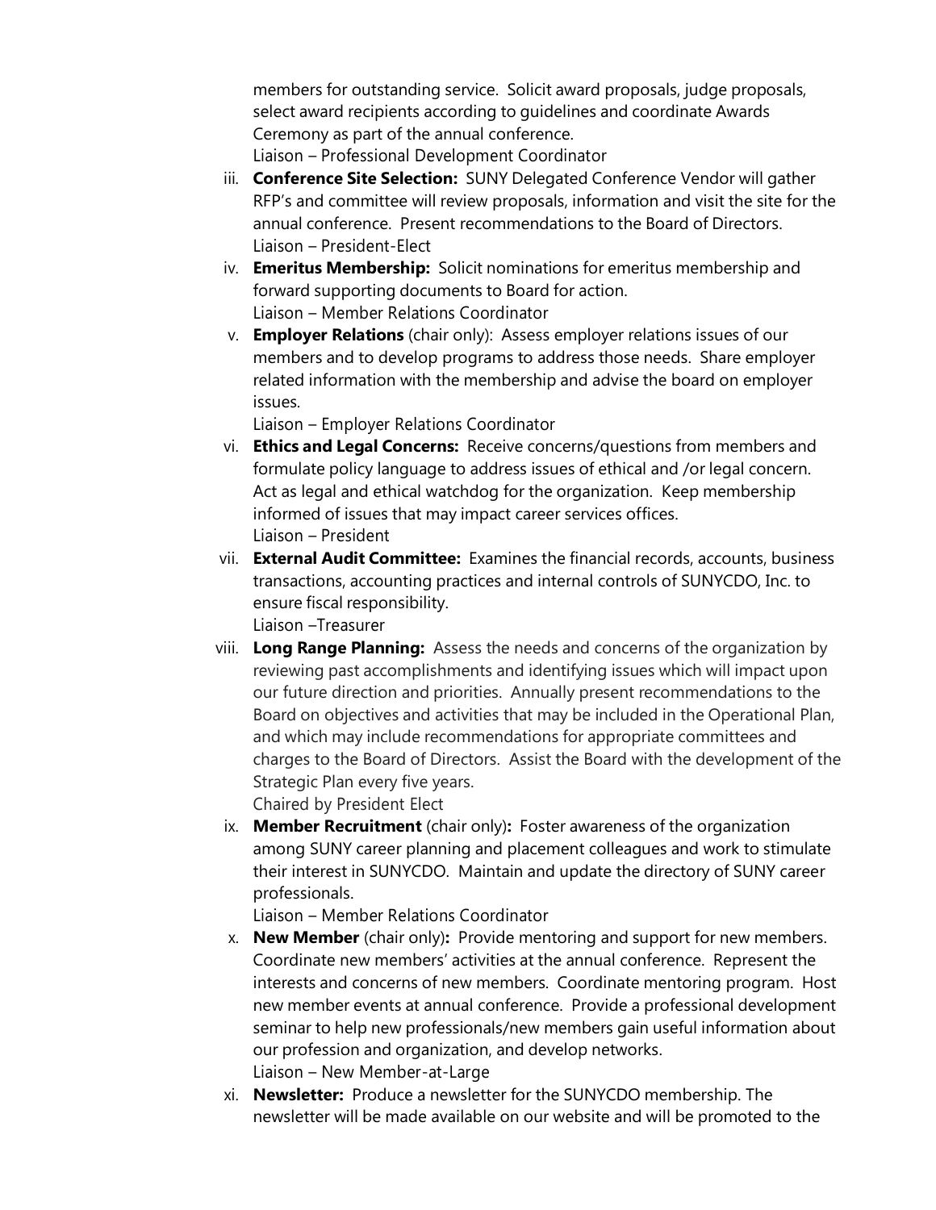members for outstanding service. Solicit award proposals, judge proposals, select award recipients according to guidelines and coordinate Awards Ceremony as part of the annual conference.
Liaison – Professional Development Coordinator

iii. **Conference Site Selection:** SUNY Delegated Conference Vendor will gather RFP's and committee will review proposals, information and visit the site for the annual conference. Present recommendations to the Board of Directors.
Liaison – President-Elect

iv. **Emeritus Membership:** Solicit nominations for emeritus membership and forward supporting documents to Board for action.
Liaison – Member Relations Coordinator

v. **Employer Relations** (chair only): Assess employer relations issues of our members and to develop programs to address those needs. Share employer related information with the membership and advise the board on employer issues.
Liaison – Employer Relations Coordinator

vi. **Ethics and Legal Concerns:** Receive concerns/questions from members and formulate policy language to address issues of ethical and /or legal concern. Act as legal and ethical watchdog for the organization. Keep membership informed of issues that may impact career services offices.
Liaison – President

vii. **External Audit Committee:** Examines the financial records, accounts, business transactions, accounting practices and internal controls of SUNYCDO, Inc. to ensure fiscal responsibility.
Liaison –Treasurer

viii. **Long Range Planning:** Assess the needs and concerns of the organization by reviewing past accomplishments and identifying issues which will impact upon our future direction and priorities. Annually present recommendations to the Board on objectives and activities that may be included in the Operational Plan, and which may include recommendations for appropriate committees and charges to the Board of Directors. Assist the Board with the development of the Strategic Plan every five years.
Chaired by President Elect

ix. **Member Recruitment** (chair only)**:** Foster awareness of the organization among SUNY career planning and placement colleagues and work to stimulate their interest in SUNYCDO. Maintain and update the directory of SUNY career professionals.
Liaison – Member Relations Coordinator

x. **New Member** (chair only)**:** Provide mentoring and support for new members. Coordinate new members' activities at the annual conference. Represent the interests and concerns of new members. Coordinate mentoring program. Host new member events at annual conference. Provide a professional development seminar to help new professionals/new members gain useful information about our profession and organization, and develop networks.
Liaison – New Member-at-Large

xi. **Newsletter:** Produce a newsletter for the SUNYCDO membership. The newsletter will be made available on our website and will be promoted to the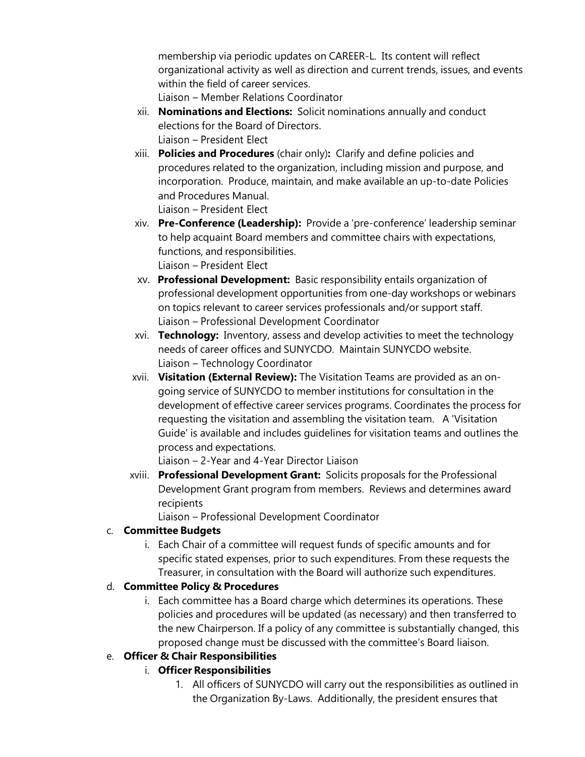membership via periodic updates on CAREER-L. Its content will reflect organizational activity as well as direction and current trends, issues, and events within the field of career services.
Liaison – Member Relations Coordinator

xii. **Nominations and Elections:** Solicit nominations annually and conduct elections for the Board of Directors.
Liaison – President Elect

xiii. **Policies and Procedures** (chair only)**:** Clarify and define policies and procedures related to the organization, including mission and purpose, and incorporation. Produce, maintain, and make available an up-to-date Policies and Procedures Manual.
Liaison – President Elect

xiv. **Pre-Conference (Leadership):** Provide a 'pre-conference' leadership seminar to help acquaint Board members and committee chairs with expectations, functions, and responsibilities.
Liaison – President Elect

xv. **Professional Development:** Basic responsibility entails organization of professional development opportunities from one-day workshops or webinars on topics relevant to career services professionals and/or support staff.
Liaison – Professional Development Coordinator

xvi. **Technology:** Inventory, assess and develop activities to meet the technology needs of career offices and SUNYCDO. Maintain SUNYCDO website.
Liaison – Technology Coordinator

xvii. **Visitation (External Review):** The Visitation Teams are provided as an on-going service of SUNYCDO to member institutions for consultation in the development of effective career services programs. Coordinates the process for requesting the visitation and assembling the visitation team. A 'Visitation Guide' is available and includes guidelines for visitation teams and outlines the process and expectations.
Liaison – 2-Year and 4-Year Director Liaison

xviii. **Professional Development Grant:** Solicits proposals for the Professional Development Grant program from members. Reviews and determines award recipients
Liaison – Professional Development Coordinator

c. **Committee Budgets**

i. Each Chair of a committee will request funds of specific amounts and for specific stated expenses, prior to such expenditures. From these requests the Treasurer, in consultation with the Board will authorize such expenditures.

d. **Committee Policy & Procedures**

i. Each committee has a Board charge which determines its operations. These policies and procedures will be updated (as necessary) and then transferred to the new Chairperson. If a policy of any committee is substantially changed, this proposed change must be discussed with the committee's Board liaison.

e. **Officer & Chair Responsibilities**

i. **Officer Responsibilities**

1. All officers of SUNYCDO will carry out the responsibilities as outlined in the Organization By-Laws. Additionally, the president ensures that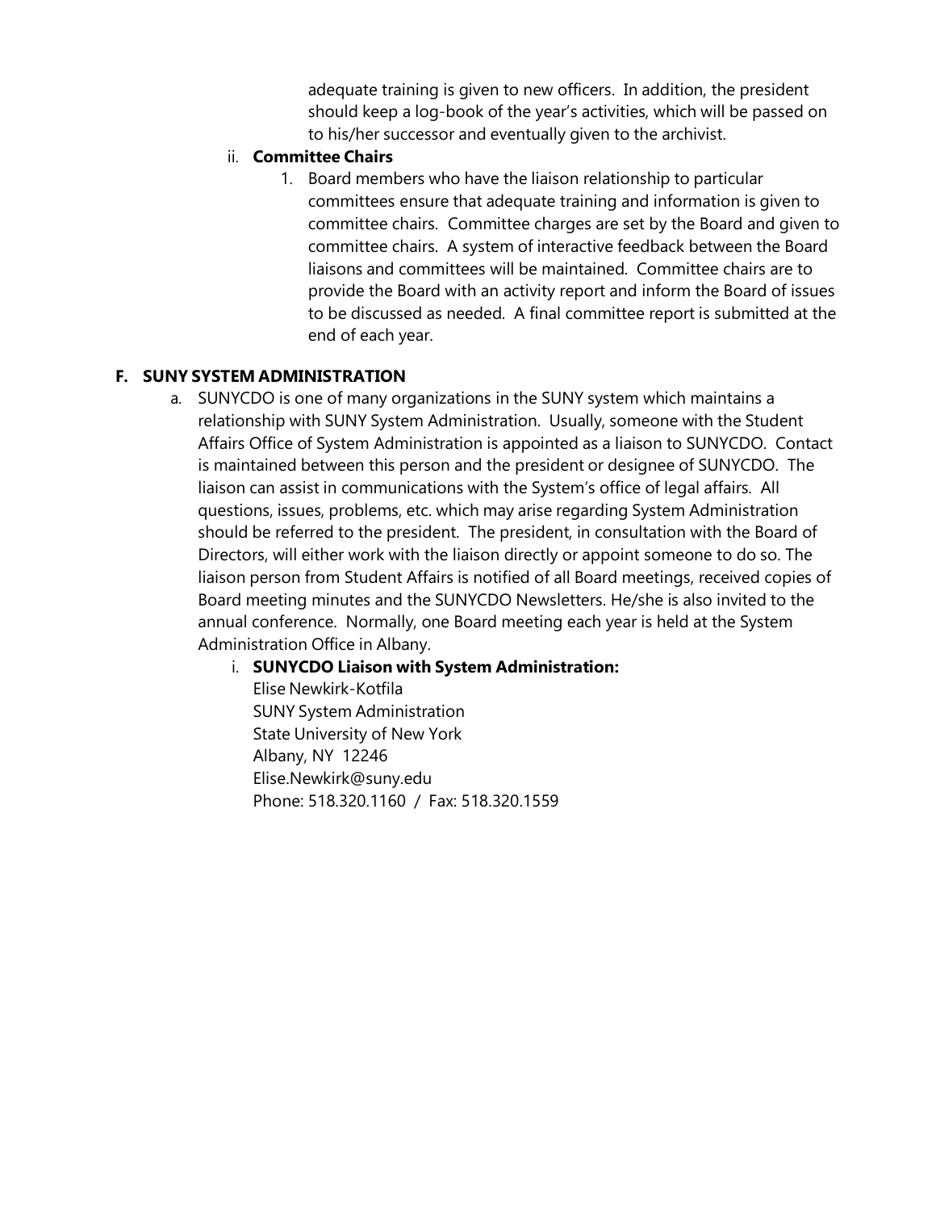adequate training is given to new officers. In addition, the president should keep a log-book of the year's activities, which will be passed on to his/her successor and eventually given to the archivist.

ii. **Committee Chairs**

1. Board members who have the liaison relationship to particular committees ensure that adequate training and information is given to committee chairs. Committee charges are set by the Board and given to committee chairs. A system of interactive feedback between the Board liaisons and committees will be maintained. Committee chairs are to provide the Board with an activity report and inform the Board of issues to be discussed as needed. A final committee report is submitted at the end of each year.

## F. SUNY SYSTEM ADMINISTRATION

a. SUNYCDO is one of many organizations in the SUNY system which maintains a relationship with SUNY System Administration. Usually, someone with the Student Affairs Office of System Administration is appointed as a liaison to SUNYCDO. Contact is maintained between this person and the president or designee of SUNYCDO. The liaison can assist in communications with the System's office of legal affairs. All questions, issues, problems, etc. which may arise regarding System Administration should be referred to the president. The president, in consultation with the Board of Directors, will either work with the liaison directly or appoint someone to do so. The liaison person from Student Affairs is notified of all Board meetings, received copies of Board meeting minutes and the SUNYCDO Newsletters. He/she is also invited to the annual conference. Normally, one Board meeting each year is held at the System Administration Office in Albany.

i. **SUNYCDO Liaison with System Administration:**
Elise Newkirk-Kotfila
SUNY System Administration
State University of New York
Albany, NY 12246
Elise.Newkirk@suny.edu
Phone: 518.320.1160 / Fax: 518.320.1559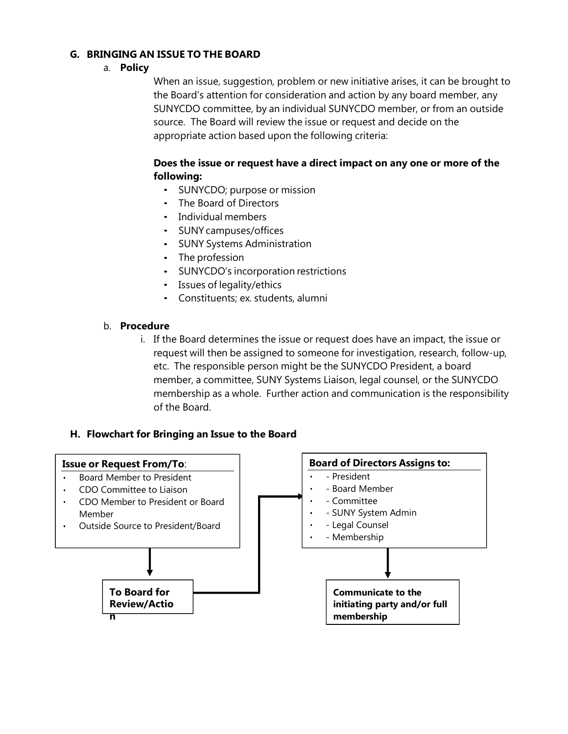## G. BRINGING AN ISSUE TO THE BOARD

a. **Policy**

When an issue, suggestion, problem or new initiative arises, it can be brought to the Board's attention for consideration and action by any board member, any SUNYCDO committee, by an individual SUNYCDO member, or from an outside source. The Board will review the issue or request and decide on the appropriate action based upon the following criteria:

**Does the issue or request have a direct impact on any one or more of the following:**

- SUNYCDO; purpose or mission
- The Board of Directors
- Individual members
- SUNY campuses/offices
- SUNY Systems Administration
- The profession
- SUNYCDO's incorporation restrictions
- Issues of legality/ethics
- Constituents; ex. students, alumni

b. **Procedure**

i. If the Board determines the issue or request does have an impact, the issue or request will then be assigned to someone for investigation, research, follow-up, etc. The responsible person might be the SUNYCDO President, a board member, a committee, SUNY Systems Liaison, legal counsel, or the SUNYCDO membership as a whole. Further action and communication is the responsibility of the Board.

## H. Flowchart for Bringing an Issue to the Board

**Issue or Request From/To**:

- Board Member to President
- CDO Committee to Liaison
- CDO Member to President or Board Member
- Outside Source to President/Board

↓

**To Board for Review/Action**

→

**Board of Directors Assigns to:**

- - President
- - Board Member
- - Committee
- - SUNY System Admin
- - Legal Counsel
- - Membership

↓

**Communicate to the initiating party and/or full membership**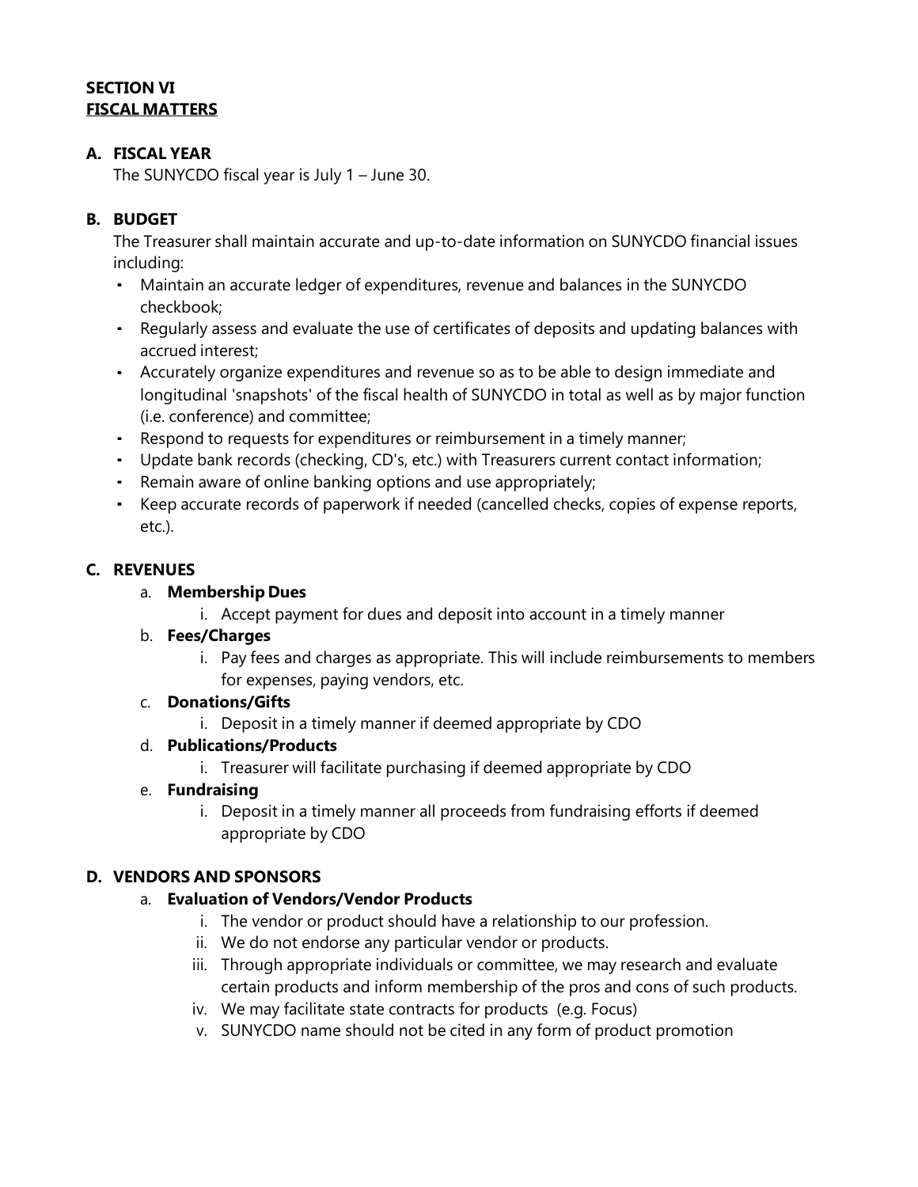**SECTION VI**
**FISCAL MATTERS**

### A. FISCAL YEAR

The SUNYCDO fiscal year is July 1 – June 30.

### B. BUDGET

The Treasurer shall maintain accurate and up-to-date information on SUNYCDO financial issues including:

- Maintain an accurate ledger of expenditures, revenue and balances in the SUNYCDO checkbook;
- Regularly assess and evaluate the use of certificates of deposits and updating balances with accrued interest;
- Accurately organize expenditures and revenue so as to be able to design immediate and longitudinal 'snapshots' of the fiscal health of SUNYCDO in total as well as by major function (i.e. conference) and committee;
- Respond to requests for expenditures or reimbursement in a timely manner;
- Update bank records (checking, CD's, etc.) with Treasurers current contact information;
- Remain aware of online banking options and use appropriately;
- Keep accurate records of paperwork if needed (cancelled checks, copies of expense reports, etc.).

### C. REVENUES

a. **Membership Dues**
   i. Accept payment for dues and deposit into account in a timely manner

b. **Fees/Charges**
   i. Pay fees and charges as appropriate. This will include reimbursements to members for expenses, paying vendors, etc.

c. **Donations/Gifts**
   i. Deposit in a timely manner if deemed appropriate by CDO

d. **Publications/Products**
   i. Treasurer will facilitate purchasing if deemed appropriate by CDO

e. **Fundraising**
   i. Deposit in a timely manner all proceeds from fundraising efforts if deemed appropriate by CDO

### D. VENDORS AND SPONSORS

a. **Evaluation of Vendors/Vendor Products**
   i. The vendor or product should have a relationship to our profession.
   ii. We do not endorse any particular vendor or products.
   iii. Through appropriate individuals or committee, we may research and evaluate certain products and inform membership of the pros and cons of such products.
   iv. We may facilitate state contracts for products (e.g. Focus)
   v. SUNYCDO name should not be cited in any form of product promotion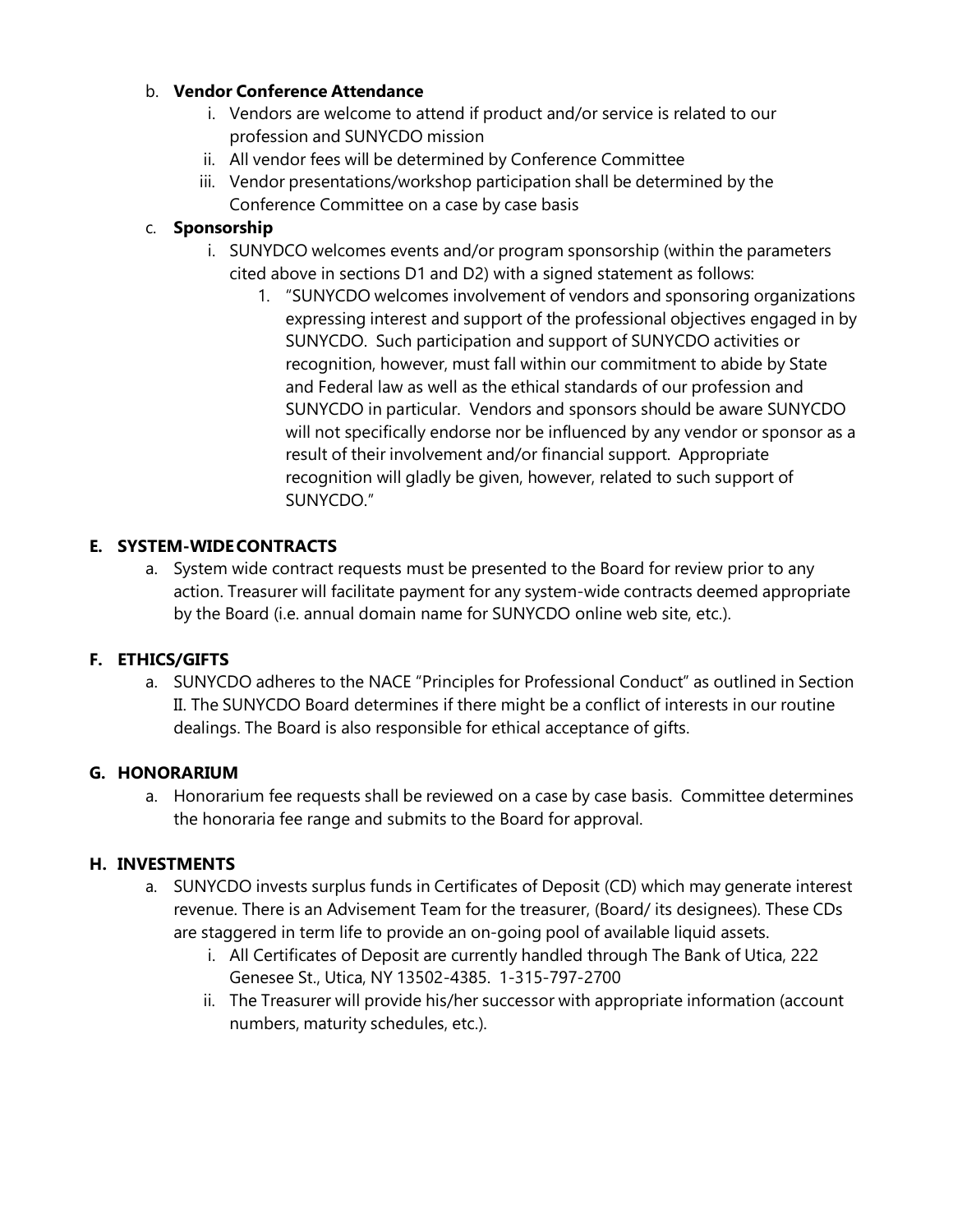b. **Vendor Conference Attendance**
    - i. Vendors are welcome to attend if product and/or service is related to our profession and SUNYCDO mission
    - ii. All vendor fees will be determined by Conference Committee
    - iii. Vendor presentations/workshop participation shall be determined by the Conference Committee on a case by case basis

c. **Sponsorship**
    - i. SUNYDCO welcomes events and/or program sponsorship (within the parameters cited above in sections D1 and D2) with a signed statement as follows:
        1. "SUNYCDO welcomes involvement of vendors and sponsoring organizations expressing interest and support of the professional objectives engaged in by SUNYCDO. Such participation and support of SUNYCDO activities or recognition, however, must fall within our commitment to abide by State and Federal law as well as the ethical standards of our profession and SUNYCDO in particular. Vendors and sponsors should be aware SUNYCDO will not specifically endorse nor be influenced by any vendor or sponsor as a result of their involvement and/or financial support. Appropriate recognition will gladly be given, however, related to such support of SUNYCDO."

## E. SYSTEM-WIDE CONTRACTS

a. System wide contract requests must be presented to the Board for review prior to any action. Treasurer will facilitate payment for any system-wide contracts deemed appropriate by the Board (i.e. annual domain name for SUNYCDO online web site, etc.).

## F. ETHICS/GIFTS

a. SUNYCDO adheres to the NACE "Principles for Professional Conduct" as outlined in Section II. The SUNYCDO Board determines if there might be a conflict of interests in our routine dealings. The Board is also responsible for ethical acceptance of gifts.

## G. HONORARIUM

a. Honorarium fee requests shall be reviewed on a case by case basis. Committee determines the honoraria fee range and submits to the Board for approval.

## H. INVESTMENTS

a. SUNYCDO invests surplus funds in Certificates of Deposit (CD) which may generate interest revenue. There is an Advisement Team for the treasurer, (Board/ its designees). These CDs are staggered in term life to provide an on-going pool of available liquid assets.
    - i. All Certificates of Deposit are currently handled through The Bank of Utica, 222 Genesee St., Utica, NY 13502-4385. 1-315-797-2700
    - ii. The Treasurer will provide his/her successor with appropriate information (account numbers, maturity schedules, etc.).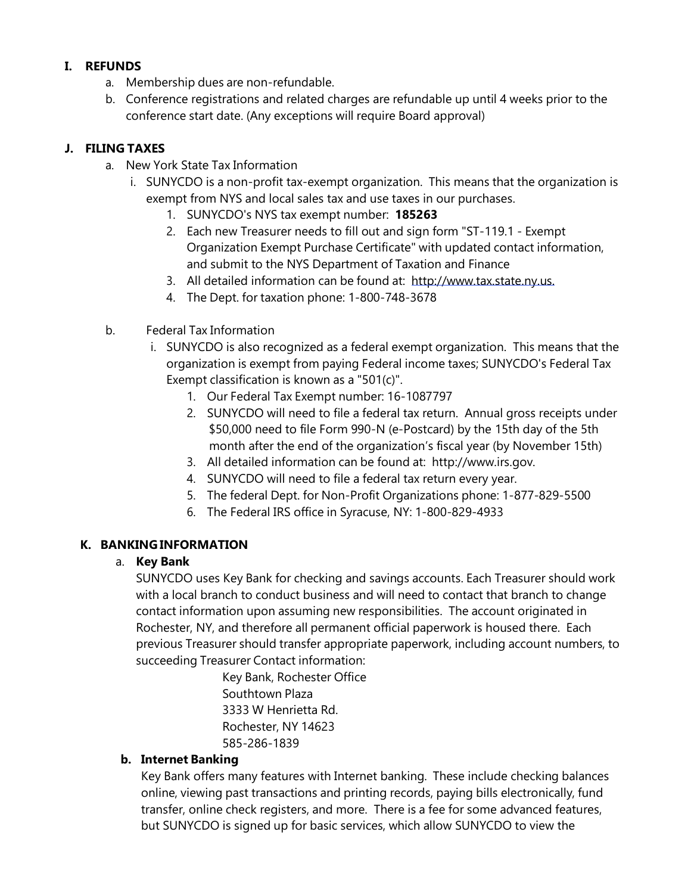## I. REFUNDS

a. Membership dues are non-refundable.
b. Conference registrations and related charges are refundable up until 4 weeks prior to the conference start date. (Any exceptions will require Board approval)

## J. FILING TAXES

a. New York State Tax Information
   i. SUNYCDO is a non-profit tax-exempt organization. This means that the organization is exempt from NYS and local sales tax and use taxes in our purchases.
      1. SUNYCDO's NYS tax exempt number: **185263**
      2. Each new Treasurer needs to fill out and sign form "ST-119.1 - Exempt Organization Exempt Purchase Certificate" with updated contact information, and submit to the NYS Department of Taxation and Finance
      3. All detailed information can be found at: http://www.tax.state.ny.us.
      4. The Dept. for taxation phone: 1-800-748-3678

b. Federal Tax Information
   i. SUNYCDO is also recognized as a federal exempt organization. This means that the organization is exempt from paying Federal income taxes; SUNYCDO's Federal Tax Exempt classification is known as a "501(c)".
      1. Our Federal Tax Exempt number: 16-1087797
      2. SUNYCDO will need to file a federal tax return. Annual gross receipts under $50,000 need to file Form 990-N (e-Postcard) by the 15th day of the 5th month after the end of the organization's fiscal year (by November 15th)
      3. All detailed information can be found at: http://www.irs.gov.
      4. SUNYCDO will need to file a federal tax return every year.
      5. The federal Dept. for Non-Profit Organizations phone: 1-877-829-5500
      6. The Federal IRS office in Syracuse, NY: 1-800-829-4933

## K. BANKING INFORMATION

a. **Key Bank**

SUNYCDO uses Key Bank for checking and savings accounts. Each Treasurer should work with a local branch to conduct business and will need to contact that branch to change contact information upon assuming new responsibilities. The account originated in Rochester, NY, and therefore all permanent official paperwork is housed there. Each previous Treasurer should transfer appropriate paperwork, including account numbers, to succeeding Treasurer Contact information:

Key Bank, Rochester Office
Southtown Plaza
3333 W Henrietta Rd.
Rochester, NY 14623
585-286-1839

b. **Internet Banking**

Key Bank offers many features with Internet banking. These include checking balances online, viewing past transactions and printing records, paying bills electronically, fund transfer, online check registers, and more. There is a fee for some advanced features, but SUNYCDO is signed up for basic services, which allow SUNYCDO to view the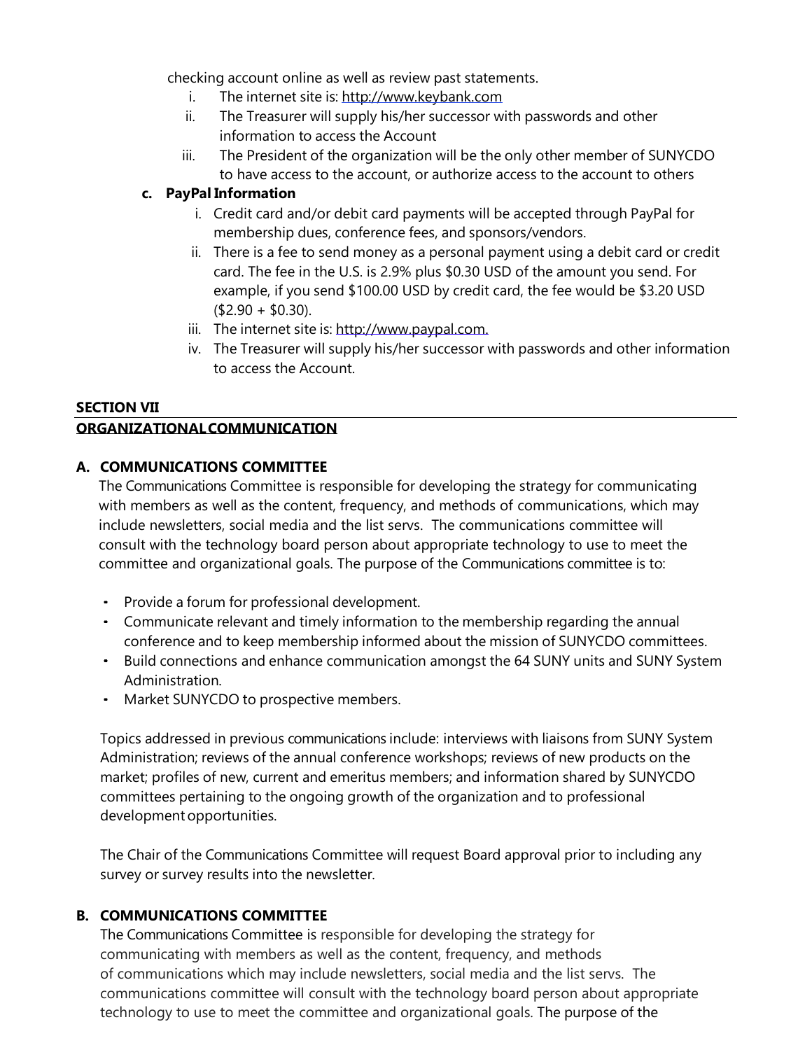checking account online as well as review past statements.

i. The internet site is: http://www.keybank.com
ii. The Treasurer will supply his/her successor with passwords and other information to access the Account
iii. The President of the organization will be the only other member of SUNYCDO to have access to the account, or authorize access to the account to others

**c. PayPal Information**

i. Credit card and/or debit card payments will be accepted through PayPal for membership dues, conference fees, and sponsors/vendors.
ii. There is a fee to send money as a personal payment using a debit card or credit card. The fee in the U.S. is 2.9% plus $0.30 USD of the amount you send. For example, if you send $100.00 USD by credit card, the fee would be $3.20 USD ($2.90 + $0.30).
iii. The internet site is: http://www.paypal.com.
iv. The Treasurer will supply his/her successor with passwords and other information to access the Account.

## SECTION VII
## ORGANIZATIONAL COMMUNICATION

### A. COMMUNICATIONS COMMITTEE

The Communications Committee is responsible for developing the strategy for communicating with members as well as the content, frequency, and methods of communications, which may include newsletters, social media and the list servs. The communications committee will consult with the technology board person about appropriate technology to use to meet the committee and organizational goals. The purpose of the Communications committee is to:

- Provide a forum for professional development.
- Communicate relevant and timely information to the membership regarding the annual conference and to keep membership informed about the mission of SUNYCDO committees.
- Build connections and enhance communication amongst the 64 SUNY units and SUNY System Administration.
- Market SUNYCDO to prospective members.

Topics addressed in previous communications include: interviews with liaisons from SUNY System Administration; reviews of the annual conference workshops; reviews of new products on the market; profiles of new, current and emeritus members; and information shared by SUNYCDO committees pertaining to the ongoing growth of the organization and to professional development opportunities.

The Chair of the Communications Committee will request Board approval prior to including any survey or survey results into the newsletter.

### B. COMMUNICATIONS COMMITTEE

The Communications Committee is responsible for developing the strategy for communicating with members as well as the content, frequency, and methods of communications which may include newsletters, social media and the list servs. The communications committee will consult with the technology board person about appropriate technology to use to meet the committee and organizational goals. The purpose of the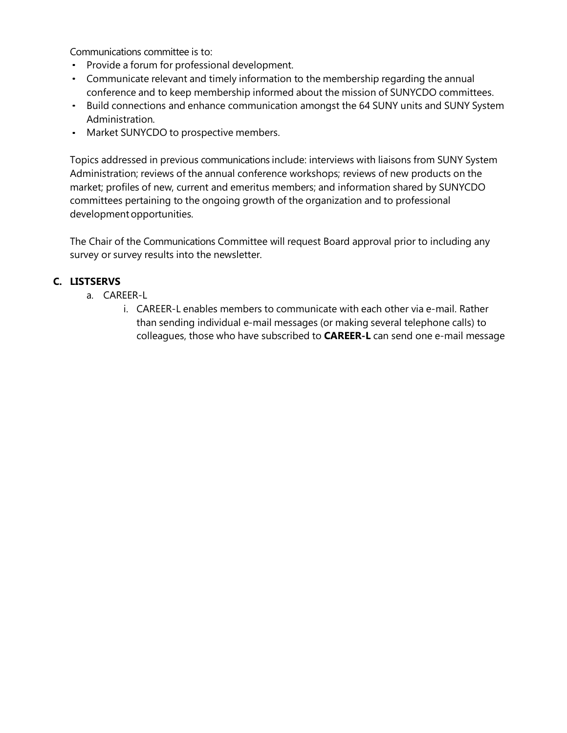Communications committee is to:

- Provide a forum for professional development.
- Communicate relevant and timely information to the membership regarding the annual conference and to keep membership informed about the mission of SUNYCDO committees.
- Build connections and enhance communication amongst the 64 SUNY units and SUNY System Administration.
- Market SUNYCDO to prospective members.

Topics addressed in previous communications include: interviews with liaisons from SUNY System Administration; reviews of the annual conference workshops; reviews of new products on the market; profiles of new, current and emeritus members; and information shared by SUNYCDO committees pertaining to the ongoing growth of the organization and to professional development opportunities.

The Chair of the Communications Committee will request Board approval prior to including any survey or survey results into the newsletter.

### C. LISTSERVS

a. CAREER-L

   i. CAREER-L enables members to communicate with each other via e-mail. Rather than sending individual e-mail messages (or making several telephone calls) to colleagues, those who have subscribed to **CAREER-L** can send one e-mail message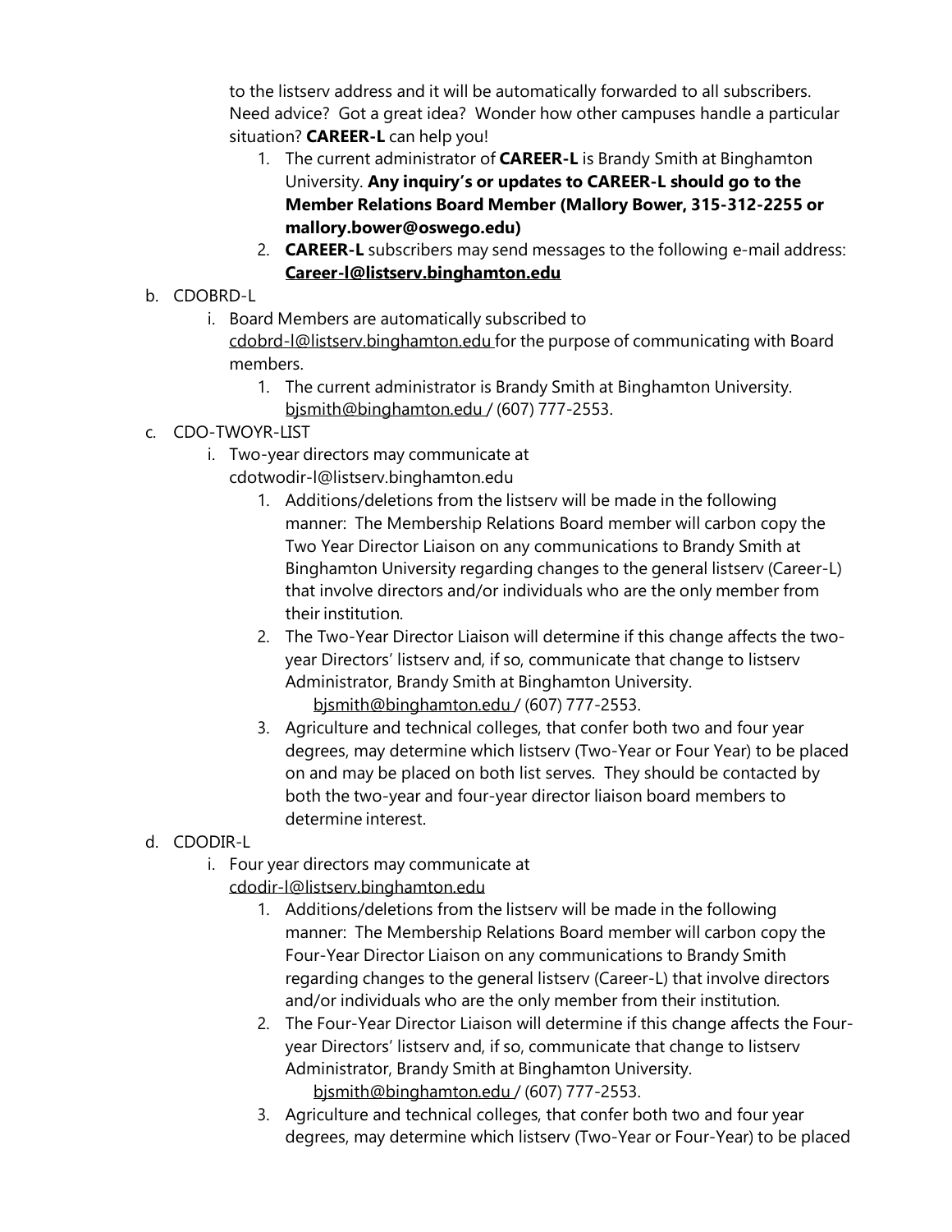to the listserv address and it will be automatically forwarded to all subscribers. Need advice? Got a great idea? Wonder how other campuses handle a particular situation? **CAREER-L** can help you!

1. The current administrator of **CAREER-L** is Brandy Smith at Binghamton University. **Any inquiry's or updates to CAREER-L should go to the Member Relations Board Member (Mallory Bower, 315-312-2255 or mallory.bower@oswego.edu)**
2. **CAREER-L** subscribers may send messages to the following e-mail address: **Career-l@listserv.binghamton.edu**

b. CDOBRD-L

   i. Board Members are automatically subscribed to cdobrd-l@listserv.binghamton.edu for the purpose of communicating with Board members.

      1. The current administrator is Brandy Smith at Binghamton University. bjsmith@binghamton.edu / (607) 777-2553.

c. CDO-TWOYR-LIST

   i. Two-year directors may communicate at cdotwodir-l@listserv.binghamton.edu

      1. Additions/deletions from the listserv will be made in the following manner: The Membership Relations Board member will carbon copy the Two Year Director Liaison on any communications to Brandy Smith at Binghamton University regarding changes to the general listserv (Career-L) that involve directors and/or individuals who are the only member from their institution.
      2. The Two-Year Director Liaison will determine if this change affects the two-year Directors' listserv and, if so, communicate that change to listserv Administrator, Brandy Smith at Binghamton University. bjsmith@binghamton.edu / (607) 777-2553.
      3. Agriculture and technical colleges, that confer both two and four year degrees, may determine which listserv (Two-Year or Four Year) to be placed on and may be placed on both list serves. They should be contacted by both the two-year and four-year director liaison board members to determine interest.

d. CDODIR-L

   i. Four year directors may communicate at cdodir-l@listserv.binghamton.edu

      1. Additions/deletions from the listserv will be made in the following manner: The Membership Relations Board member will carbon copy the Four-Year Director Liaison on any communications to Brandy Smith regarding changes to the general listserv (Career-L) that involve directors and/or individuals who are the only member from their institution.
      2. The Four-Year Director Liaison will determine if this change affects the Four-year Directors' listserv and, if so, communicate that change to listserv Administrator, Brandy Smith at Binghamton University. bjsmith@binghamton.edu / (607) 777-2553.
      3. Agriculture and technical colleges, that confer both two and four year degrees, may determine which listserv (Two-Year or Four-Year) to be placed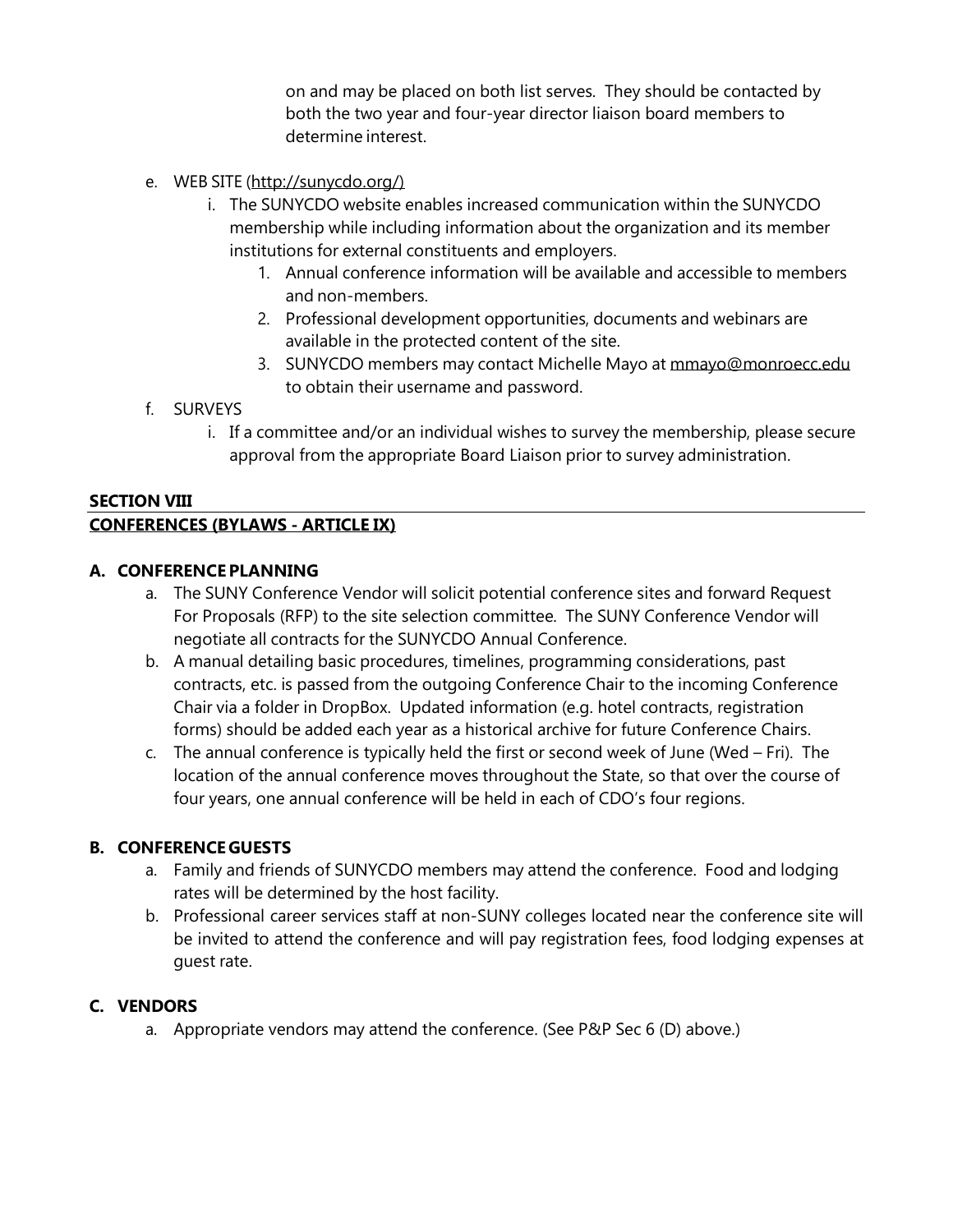on and may be placed on both list serves. They should be contacted by both the two year and four-year director liaison board members to determine interest.

e. WEB SITE (http://sunycdo.org/)
   i. The SUNYCDO website enables increased communication within the SUNYCDO membership while including information about the organization and its member institutions for external constituents and employers.
      1. Annual conference information will be available and accessible to members and non-members.
      2. Professional development opportunities, documents and webinars are available in the protected content of the site.
      3. SUNYCDO members may contact Michelle Mayo at mmayo@monroecc.edu to obtain their username and password.

f. SURVEYS
   i. If a committee and/or an individual wishes to survey the membership, please secure approval from the appropriate Board Liaison prior to survey administration.

## SECTION VIII
## CONFERENCES (BYLAWS - ARTICLE IX)

### A. CONFERENCE PLANNING

a. The SUNY Conference Vendor will solicit potential conference sites and forward Request For Proposals (RFP) to the site selection committee. The SUNY Conference Vendor will negotiate all contracts for the SUNYCDO Annual Conference.
b. A manual detailing basic procedures, timelines, programming considerations, past contracts, etc. is passed from the outgoing Conference Chair to the incoming Conference Chair via a folder in DropBox. Updated information (e.g. hotel contracts, registration forms) should be added each year as a historical archive for future Conference Chairs.
c. The annual conference is typically held the first or second week of June (Wed – Fri). The location of the annual conference moves throughout the State, so that over the course of four years, one annual conference will be held in each of CDO's four regions.

### B. CONFERENCE GUESTS

a. Family and friends of SUNYCDO members may attend the conference. Food and lodging rates will be determined by the host facility.
b. Professional career services staff at non-SUNY colleges located near the conference site will be invited to attend the conference and will pay registration fees, food lodging expenses at guest rate.

### C. VENDORS

a. Appropriate vendors may attend the conference. (See P&P Sec 6 (D) above.)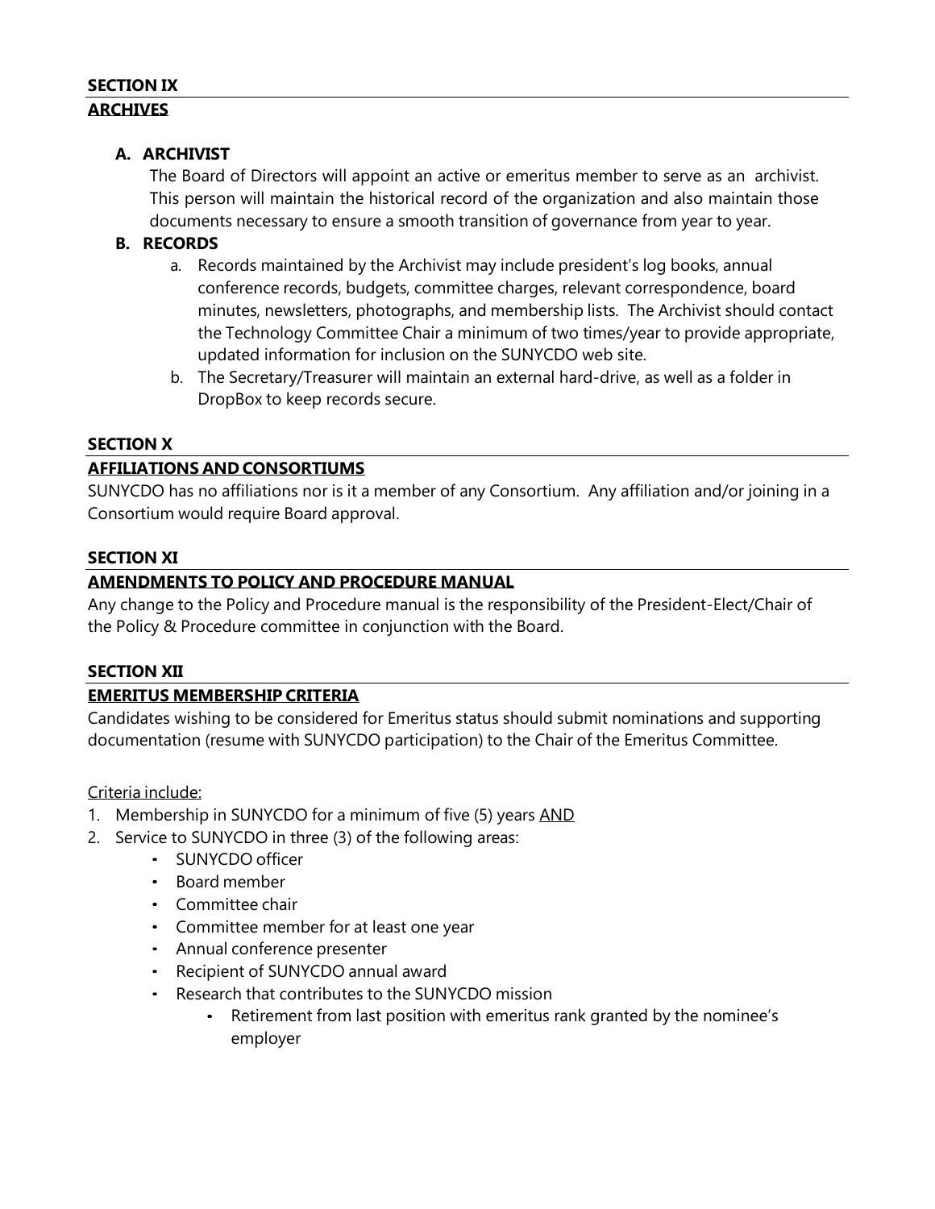## SECTION IX

## <u>ARCHIVES</u>

### A. ARCHIVIST

The Board of Directors will appoint an active or emeritus member to serve as an archivist. This person will maintain the historical record of the organization and also maintain those documents necessary to ensure a smooth transition of governance from year to year.

### B. RECORDS

a. Records maintained by the Archivist may include president's log books, annual conference records, budgets, committee charges, relevant correspondence, board minutes, newsletters, photographs, and membership lists. The Archivist should contact the Technology Committee Chair a minimum of two times/year to provide appropriate, updated information for inclusion on the SUNYCDO web site.

b. The Secretary/Treasurer will maintain an external hard-drive, as well as a folder in DropBox to keep records secure.

## SECTION X

## <u>AFFILIATIONS AND CONSORTIUMS</u>

SUNYCDO has no affiliations nor is it a member of any Consortium. Any affiliation and/or joining in a Consortium would require Board approval.

## SECTION XI

## <u>AMENDMENTS TO POLICY AND PROCEDURE MANUAL</u>

Any change to the Policy and Procedure manual is the responsibility of the President-Elect/Chair of the Policy & Procedure committee in conjunction with the Board.

## SECTION XII

## <u>EMERITUS MEMBERSHIP CRITERIA</u>

Candidates wishing to be considered for Emeritus status should submit nominations and supporting documentation (resume with SUNYCDO participation) to the Chair of the Emeritus Committee.

<u>Criteria include:</u>

1. Membership in SUNYCDO for a minimum of five (5) years <u>AND</u>
2. Service to SUNYCDO in three (3) of the following areas:
   - SUNYCDO officer
   - Board member
   - Committee chair
   - Committee member for at least one year
   - Annual conference presenter
   - Recipient of SUNYCDO annual award
   - Research that contributes to the SUNYCDO mission
     - Retirement from last position with emeritus rank granted by the nominee's employer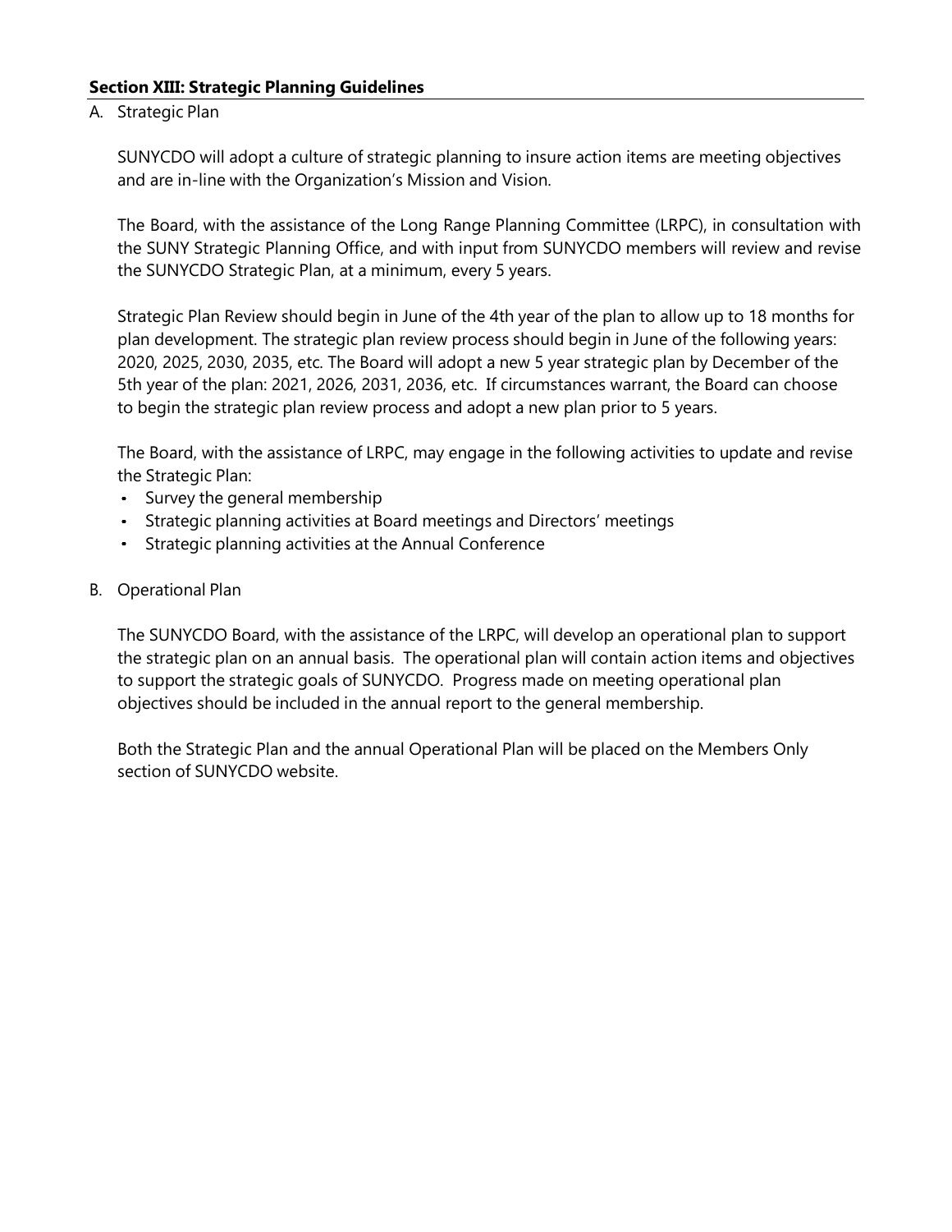## **Section XIII: Strategic Planning Guidelines**

A. Strategic Plan

SUNYCDO will adopt a culture of strategic planning to insure action items are meeting objectives and are in-line with the Organization's Mission and Vision.

The Board, with the assistance of the Long Range Planning Committee (LRPC), in consultation with the SUNY Strategic Planning Office, and with input from SUNYCDO members will review and revise the SUNYCDO Strategic Plan, at a minimum, every 5 years.

Strategic Plan Review should begin in June of the 4th year of the plan to allow up to 18 months for plan development. The strategic plan review process should begin in June of the following years: 2020, 2025, 2030, 2035, etc. The Board will adopt a new 5 year strategic plan by December of the 5th year of the plan: 2021, 2026, 2031, 2036, etc. If circumstances warrant, the Board can choose to begin the strategic plan review process and adopt a new plan prior to 5 years.

The Board, with the assistance of LRPC, may engage in the following activities to update and revise the Strategic Plan:

- Survey the general membership
- Strategic planning activities at Board meetings and Directors' meetings
- Strategic planning activities at the Annual Conference

B. Operational Plan

The SUNYCDO Board, with the assistance of the LRPC, will develop an operational plan to support the strategic plan on an annual basis. The operational plan will contain action items and objectives to support the strategic goals of SUNYCDO. Progress made on meeting operational plan objectives should be included in the annual report to the general membership.

Both the Strategic Plan and the annual Operational Plan will be placed on the Members Only section of SUNYCDO website.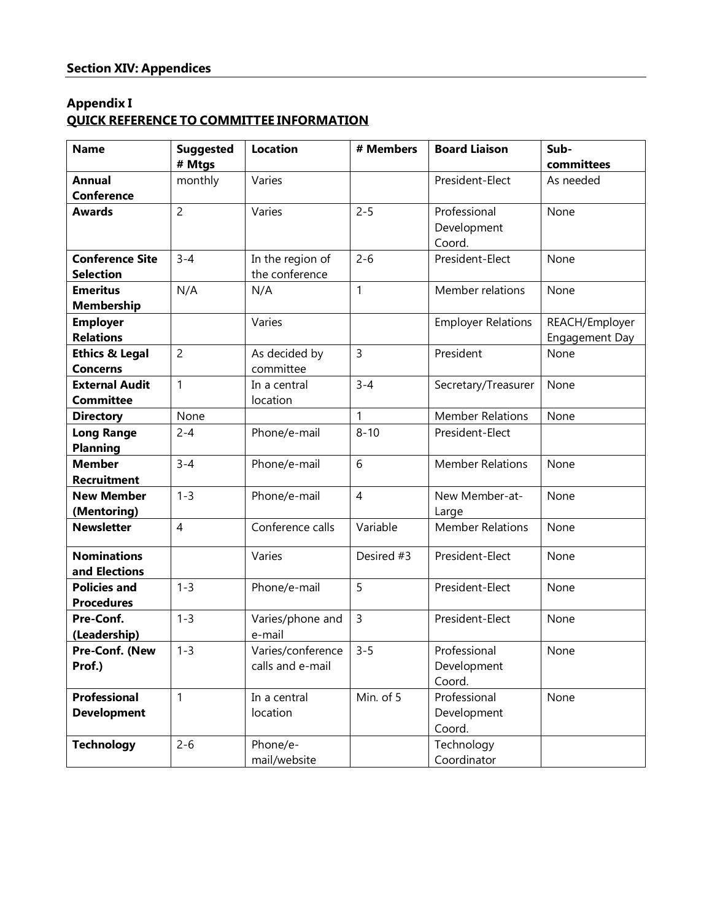## Section XIV: Appendices

### Appendix I
### QUICK REFERENCE TO COMMITTEE INFORMATION

| Name | Suggested # Mtgs | Location | # Members | Board Liaison | Sub-committees |
|---|---|---|---|---|---|
| **Annual Conference** | monthly | Varies | | President-Elect | As needed |
| **Awards** | 2 | Varies | 2-5 | Professional Development Coord. | None |
| **Conference Site Selection** | 3-4 | In the region of the conference | 2-6 | President-Elect | None |
| **Emeritus Membership** | N/A | N/A | 1 | Member relations | None |
| **Employer Relations** | | Varies | | Employer Relations | REACH/Employer Engagement Day |
| **Ethics & Legal Concerns** | 2 | As decided by committee | 3 | President | None |
| **External Audit Committee** | 1 | In a central location | 3-4 | Secretary/Treasurer | None |
| **Directory** | None | | 1 | Member Relations | None |
| **Long Range Planning** | 2-4 | Phone/e-mail | 8-10 | President-Elect | |
| **Member Recruitment** | 3-4 | Phone/e-mail | 6 | Member Relations | None |
| **New Member (Mentoring)** | 1-3 | Phone/e-mail | 4 | New Member-at-Large | None |
| **Newsletter** | 4 | Conference calls | Variable | Member Relations | None |
| **Nominations and Elections** | | Varies | Desired #3 | President-Elect | None |
| **Policies and Procedures** | 1-3 | Phone/e-mail | 5 | President-Elect | None |
| **Pre-Conf. (Leadership)** | 1-3 | Varies/phone and e-mail | 3 | President-Elect | None |
| **Pre-Conf. (New Prof.)** | 1-3 | Varies/conference calls and e-mail | 3-5 | Professional Development Coord. | None |
| **Professional Development** | 1 | In a central location | Min. of 5 | Professional Development Coord. | None |
| **Technology** | 2-6 | Phone/e-mail/website | | Technology Coordinator | |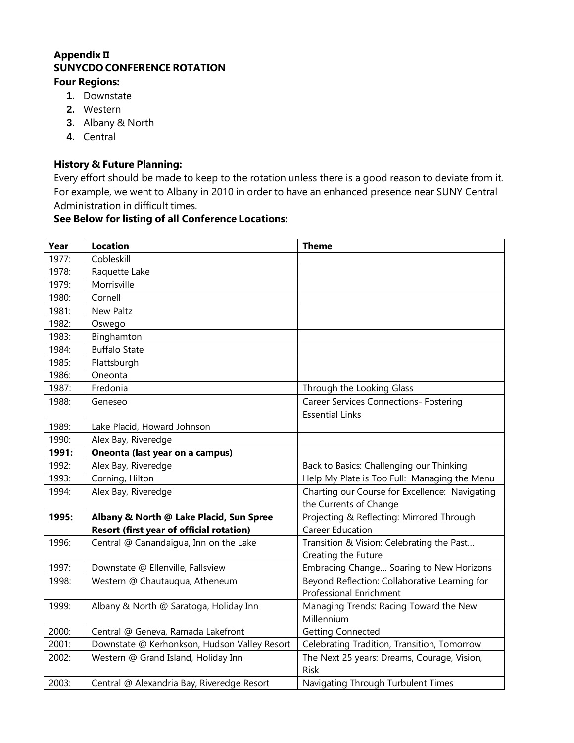**Appendix II**

**SUNYCDO CONFERENCE ROTATION**

**Four Regions:**

1. Downstate
2. Western
3. Albany & North
4. Central

**History & Future Planning:**

Every effort should be made to keep to the rotation unless there is a good reason to deviate from it. For example, we went to Albany in 2010 in order to have an enhanced presence near SUNY Central Administration in difficult times.

**See Below for listing of all Conference Locations:**

| Year | Location | Theme |
|---|---|---|
| 1977: | Cobleskill | |
| 1978: | Raquette Lake | |
| 1979: | Morrisville | |
| 1980: | Cornell | |
| 1981: | New Paltz | |
| 1982: | Oswego | |
| 1983: | Binghamton | |
| 1984: | Buffalo State | |
| 1985: | Plattsburgh | |
| 1986: | Oneonta | |
| 1987: | Fredonia | Through the Looking Glass |
| 1988: | Geneseo | Career Services Connections- Fostering Essential Links |
| 1989: | Lake Placid, Howard Johnson | |
| 1990: | Alex Bay, Riveredge | |
| **1991:** | **Oneonta (last year on a campus)** | |
| 1992: | Alex Bay, Riveredge | Back to Basics: Challenging our Thinking |
| 1993: | Corning, Hilton | Help My Plate is Too Full: Managing the Menu |
| 1994: | Alex Bay, Riveredge | Charting our Course for Excellence: Navigating the Currents of Change |
| **1995:** | **Albany & North @ Lake Placid, Sun Spree Resort (first year of official rotation)** | Projecting & Reflecting: Mirrored Through Career Education |
| 1996: | Central @ Canandaigua, Inn on the Lake | Transition & Vision: Celebrating the Past… Creating the Future |
| 1997: | Downstate @ Ellenville, Fallsview | Embracing Change… Soaring to New Horizons |
| 1998: | Western @ Chautauqua, Atheneum | Beyond Reflection: Collaborative Learning for Professional Enrichment |
| 1999: | Albany & North @ Saratoga, Holiday Inn | Managing Trends: Racing Toward the New Millennium |
| 2000: | Central @ Geneva, Ramada Lakefront | Getting Connected |
| 2001: | Downstate @ Kerhonkson, Hudson Valley Resort | Celebrating Tradition, Transition, Tomorrow |
| 2002: | Western @ Grand Island, Holiday Inn | The Next 25 years: Dreams, Courage, Vision, Risk |
| 2003: | Central @ Alexandria Bay, Riveredge Resort | Navigating Through Turbulent Times |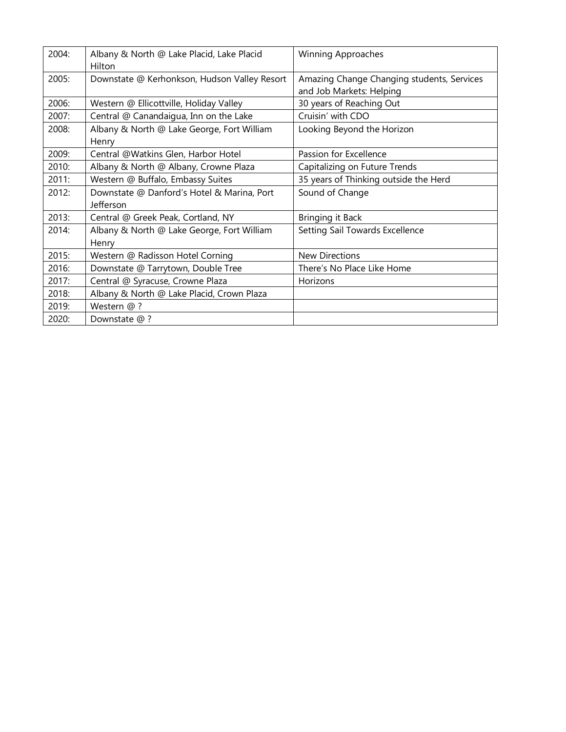| 2004: | Albany & North @ Lake Placid, Lake Placid Hilton | Winning Approaches |
|---|---|---|
| 2005: | Downstate @ Kerhonkson, Hudson Valley Resort | Amazing Change Changing students, Services and Job Markets: Helping |
| 2006: | Western @ Ellicottville, Holiday Valley | 30 years of Reaching Out |
| 2007: | Central @ Canandaigua, Inn on the Lake | Cruisin' with CDO |
| 2008: | Albany & North @ Lake George, Fort William Henry | Looking Beyond the Horizon |
| 2009: | Central @Watkins Glen, Harbor Hotel | Passion for Excellence |
| 2010: | Albany & North @ Albany, Crowne Plaza | Capitalizing on Future Trends |
| 2011: | Western @ Buffalo, Embassy Suites | 35 years of Thinking outside the Herd |
| 2012: | Downstate @ Danford's Hotel & Marina, Port Jefferson | Sound of Change |
| 2013: | Central @ Greek Peak, Cortland, NY | Bringing it Back |
| 2014: | Albany & North @ Lake George, Fort William Henry | Setting Sail Towards Excellence |
| 2015: | Western @ Radisson Hotel Corning | New Directions |
| 2016: | Downstate @ Tarrytown, Double Tree | There's No Place Like Home |
| 2017: | Central @ Syracuse, Crowne Plaza | Horizons |
| 2018: | Albany & North @ Lake Placid, Crown Plaza | |
| 2019: | Western @ ? | |
| 2020: | Downstate @ ? | |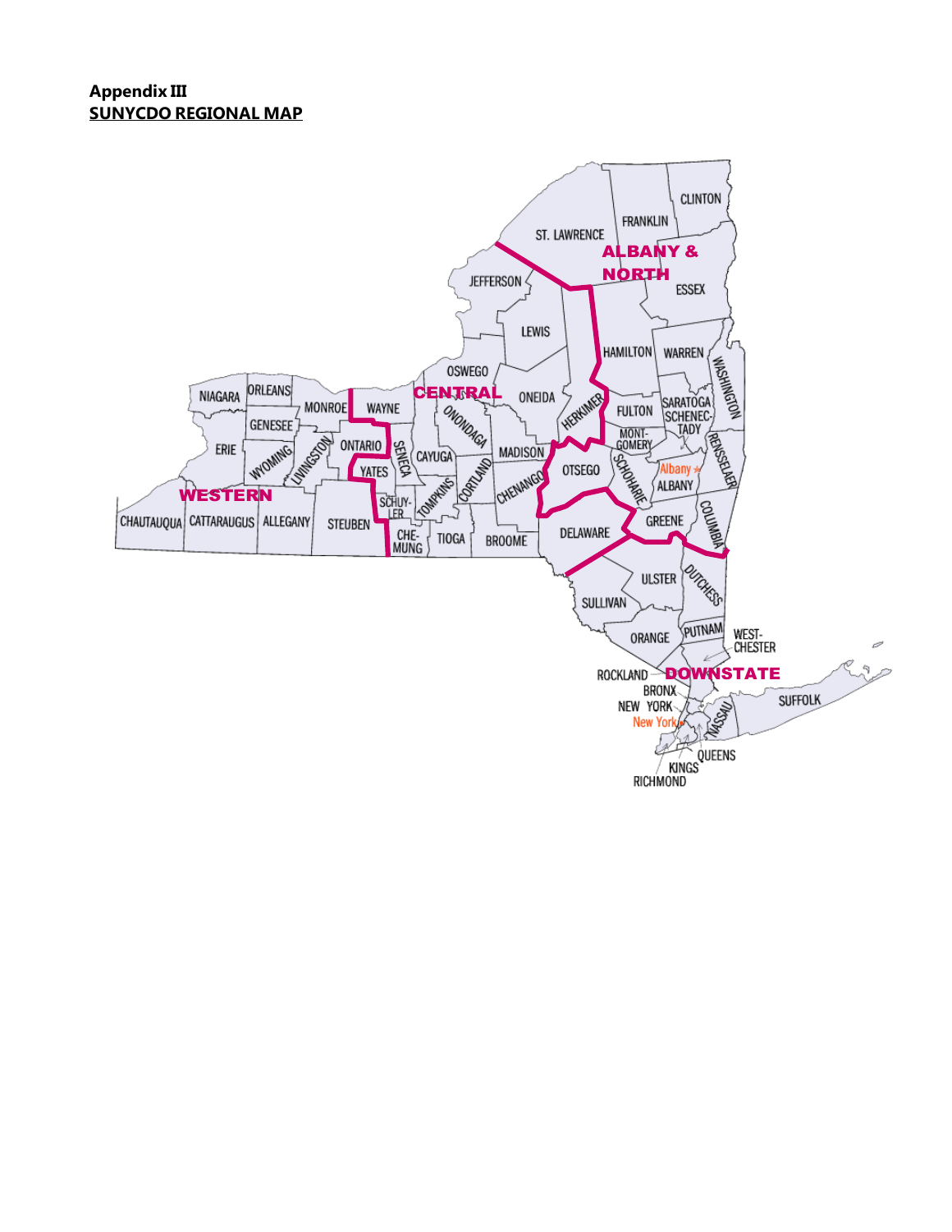**Appendix III**
**SUNYCDO REGIONAL MAP**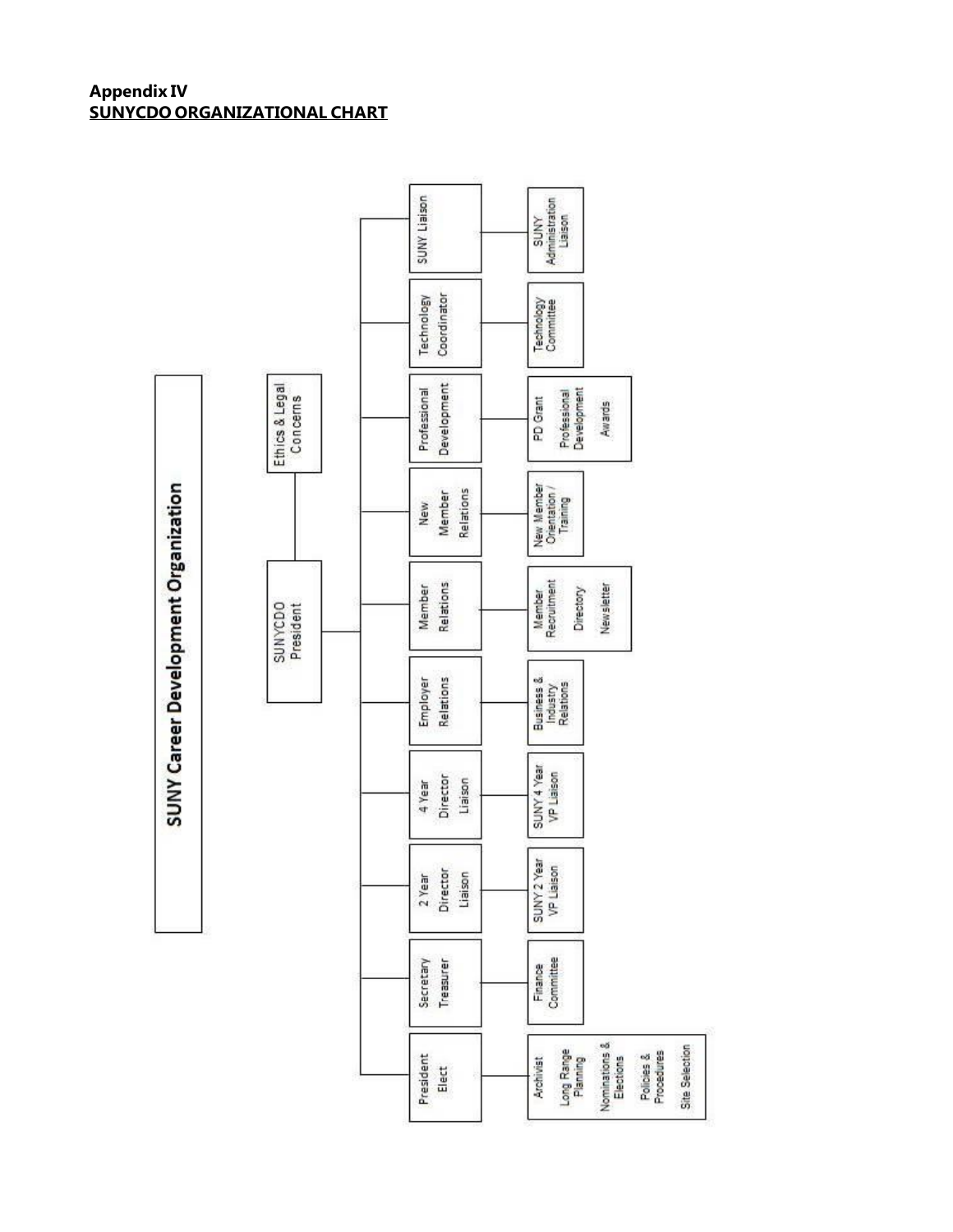**Appendix IV**
**SUNYCDO ORGANIZATIONAL CHART**

## SUNY Career Development Organization

- **SUNYCDO President**
  - Ethics & Legal Concerns
  - President Elect
    - Archivist
    - Long Range Planning
    - Nominations & Elections
    - Policies & Procedures
    - Site Selection
  - Secretary Treasurer
    - Finance Committee
  - 2 Year Director Liaison
    - SUNY 2 Year VP Liaison
  - 4 Year Director Liaison
    - SUNY 4 Year VP Liaison
  - Employer Relations
    - Business & Industry Relations
  - Member Relations
    - Member Recruitment
    - Directory
    - Newsletter
  - New Member Relations
    - New Member Orientation / Training
  - Professional Development
    - PD Grant
    - Professional Development
    - Awards
  - Technology Coordinator
    - Technology Committee
  - SUNY Liaison
    - SUNY Administration Liaison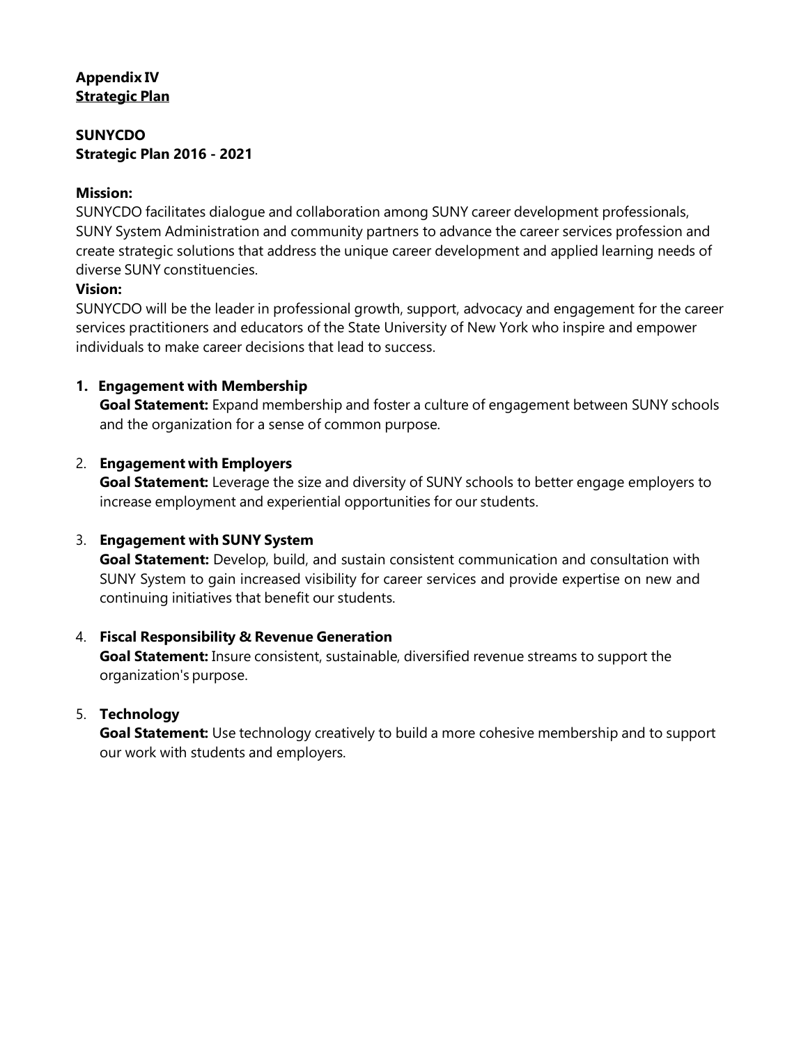**Appendix IV**
**Strategic Plan**

**SUNYCDO**
**Strategic Plan 2016 - 2021**

**Mission:**
SUNYCDO facilitates dialogue and collaboration among SUNY career development professionals, SUNY System Administration and community partners to advance the career services profession and create strategic solutions that address the unique career development and applied learning needs of diverse SUNY constituencies.

**Vision:**
SUNYCDO will be the leader in professional growth, support, advocacy and engagement for the career services practitioners and educators of the State University of New York who inspire and empower individuals to make career decisions that lead to success.

1. **Engagement with Membership**
   **Goal Statement:** Expand membership and foster a culture of engagement between SUNY schools and the organization for a sense of common purpose.

2. **Engagement with Employers**
   **Goal Statement:** Leverage the size and diversity of SUNY schools to better engage employers to increase employment and experiential opportunities for our students.

3. **Engagement with SUNY System**
   **Goal Statement:** Develop, build, and sustain consistent communication and consultation with SUNY System to gain increased visibility for career services and provide expertise on new and continuing initiatives that benefit our students.

4. **Fiscal Responsibility & Revenue Generation**
   **Goal Statement:** Insure consistent, sustainable, diversified revenue streams to support the organization's purpose.

5. **Technology**
   **Goal Statement:** Use technology creatively to build a more cohesive membership and to support our work with students and employers.